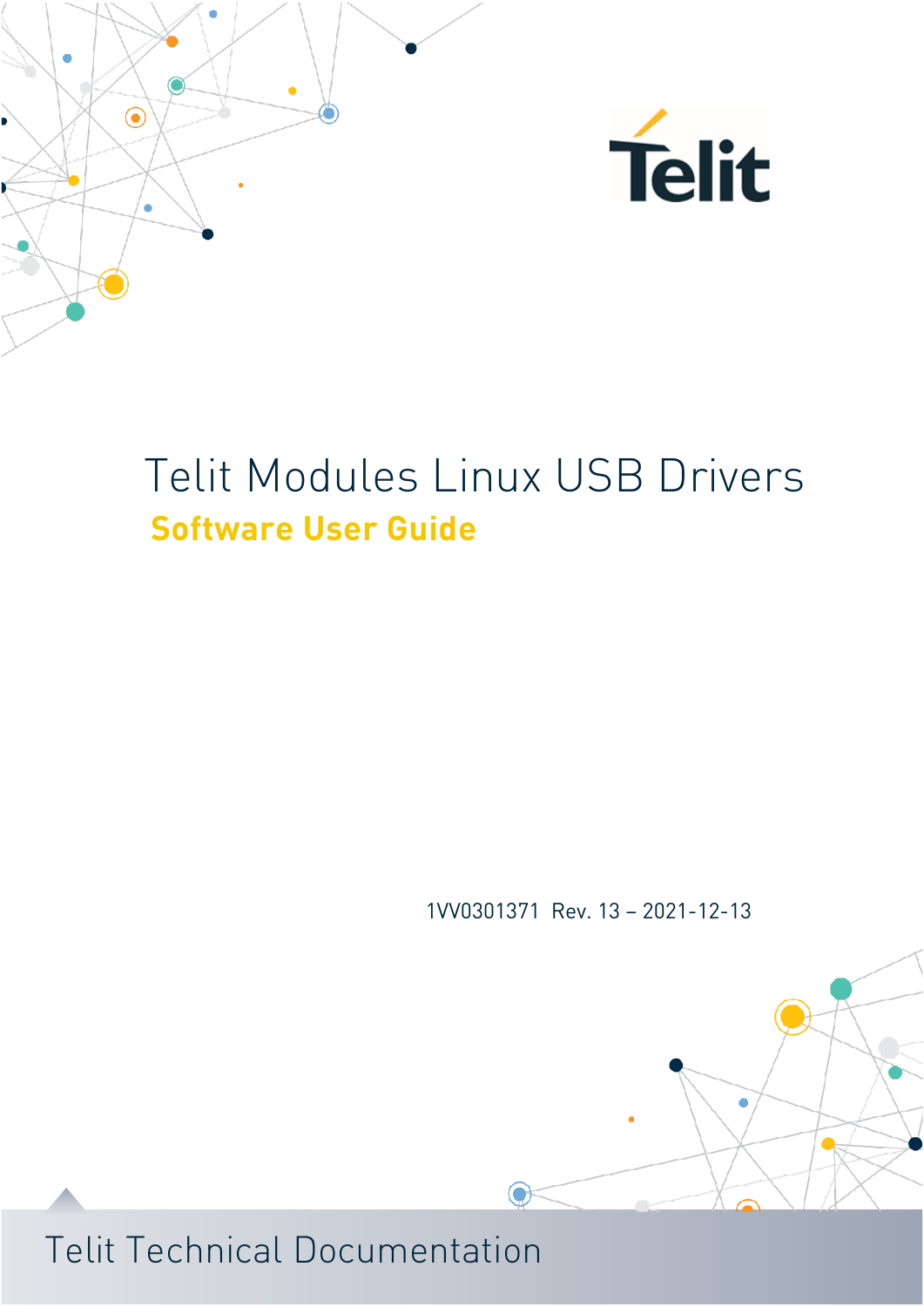Telit

# Telit Modules Linux USB Drivers

## Software User Guide

1VV0301371 Rev. 13 – 2021-12-13

Telit Technical Documentation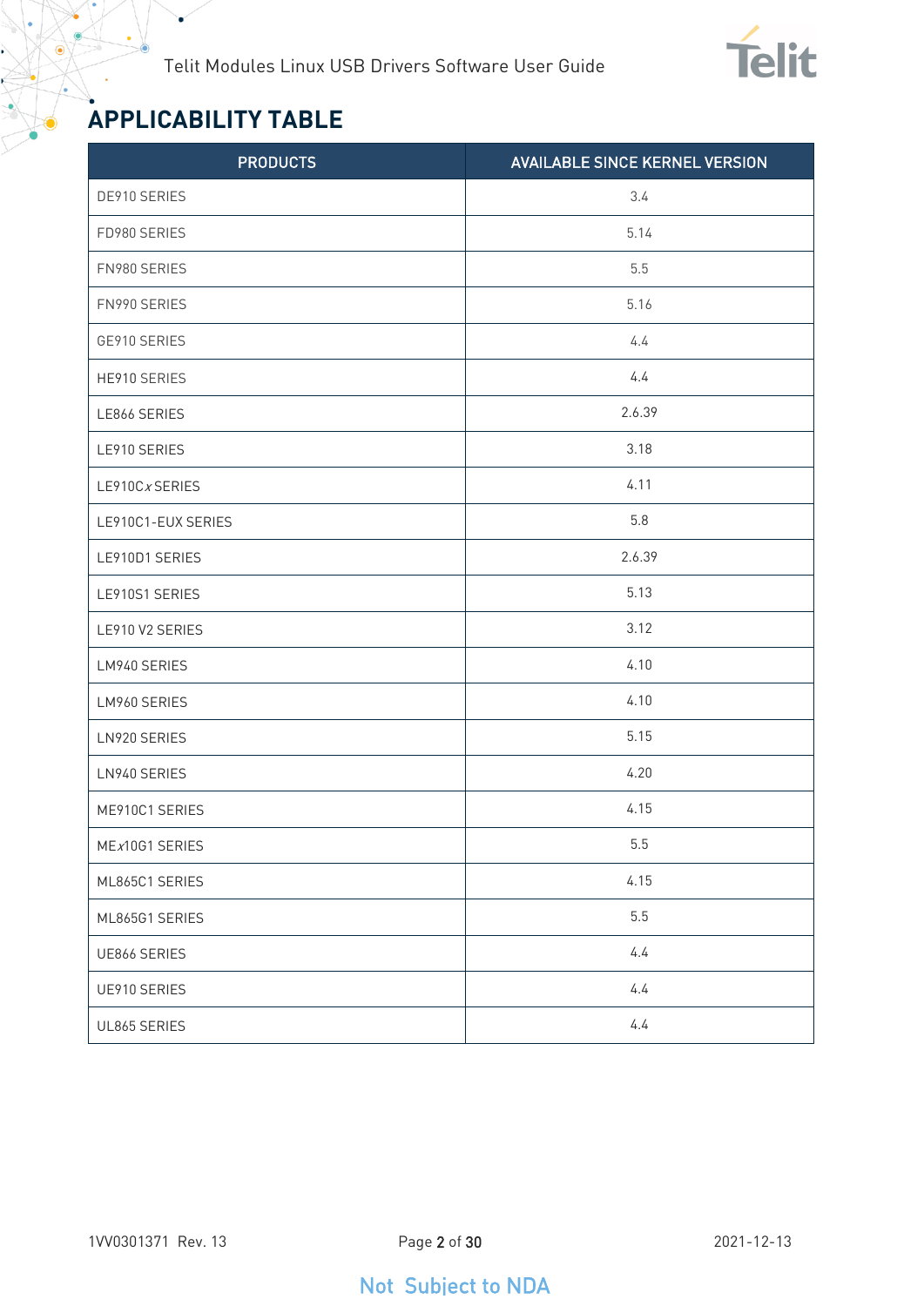# APPLICABILITY TABLE

| PRODUCTS | AVAILABLE SINCE KERNEL VERSION |
|---|---|
| DE910 SERIES | 3.4 |
| FD980 SERIES | 5.14 |
| FN980 SERIES | 5.5 |
| FN990 SERIES | 5.16 |
| GE910 SERIES | 4.4 |
| HE910 SERIES | 4.4 |
| LE866 SERIES | 2.6.39 |
| LE910 SERIES | 3.18 |
| LE910C*x* SERIES | 4.11 |
| LE910C1-EUX SERIES | 5.8 |
| LE910D1 SERIES | 2.6.39 |
| LE910S1 SERIES | 5.13 |
| LE910 V2 SERIES | 3.12 |
| LM940 SERIES | 4.10 |
| LM960 SERIES | 4.10 |
| LN920 SERIES | 5.15 |
| LN940 SERIES | 4.20 |
| ME910C1 SERIES | 4.15 |
| ME*x*10G1 SERIES | 5.5 |
| ML865C1 SERIES | 4.15 |
| ML865G1 SERIES | 5.5 |
| UE866 SERIES | 4.4 |
| UE910 SERIES | 4.4 |
| UL865 SERIES | 4.4 |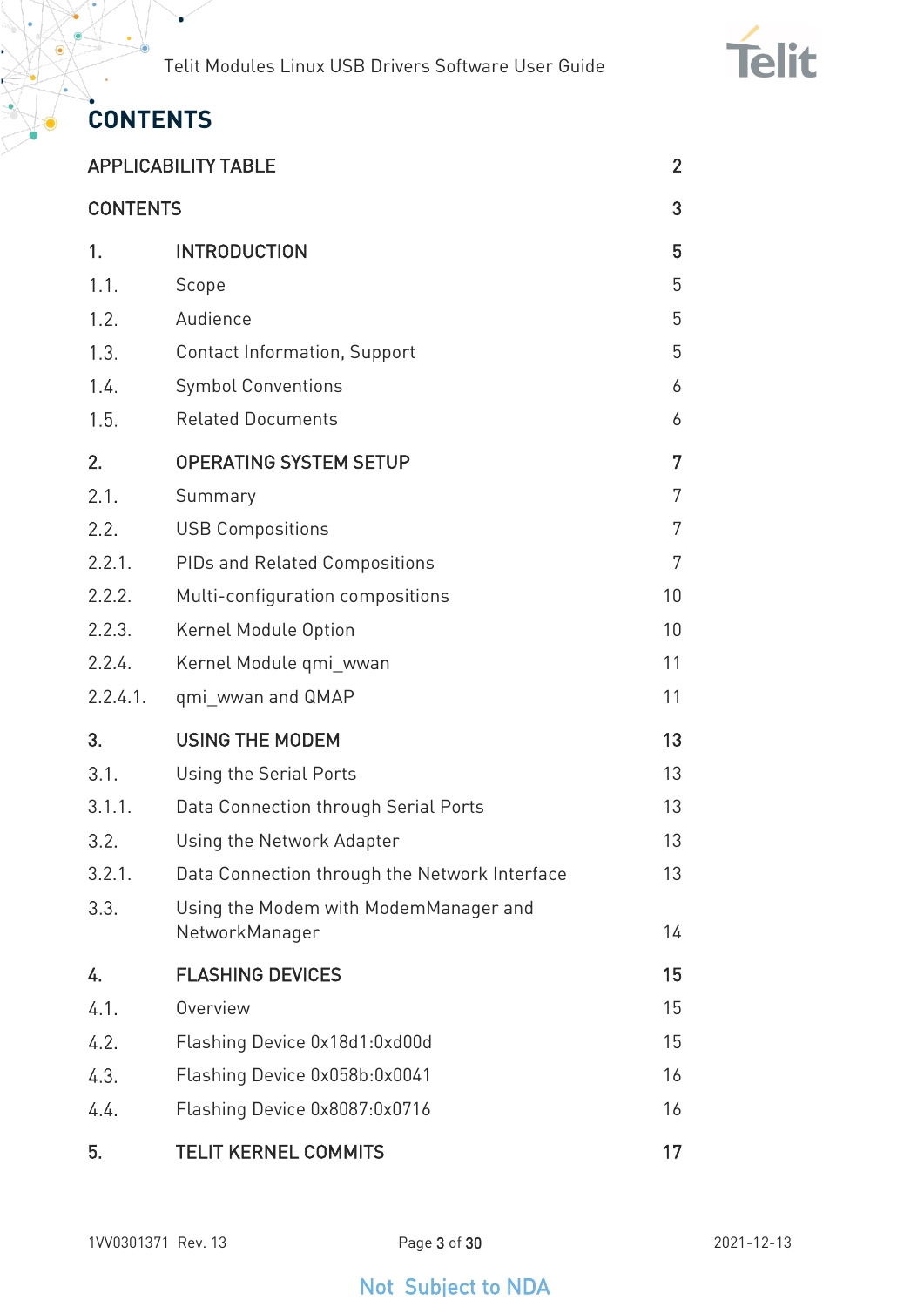# CONTENTS

| | | |
|---|---|---|
| APPLICABILITY TABLE | | 2 |
| CONTENTS | | 3 |
| 1. | INTRODUCTION | 5 |
| 1.1. | Scope | 5 |
| 1.2. | Audience | 5 |
| 1.3. | Contact Information, Support | 5 |
| 1.4. | Symbol Conventions | 6 |
| 1.5. | Related Documents | 6 |
| 2. | OPERATING SYSTEM SETUP | 7 |
| 2.1. | Summary | 7 |
| 2.2. | USB Compositions | 7 |
| 2.2.1. | PIDs and Related Compositions | 7 |
| 2.2.2. | Multi-configuration compositions | 10 |
| 2.2.3. | Kernel Module Option | 10 |
| 2.2.4. | Kernel Module qmi_wwan | 11 |
| 2.2.4.1. | qmi_wwan and QMAP | 11 |
| 3. | USING THE MODEM | 13 |
| 3.1. | Using the Serial Ports | 13 |
| 3.1.1. | Data Connection through Serial Ports | 13 |
| 3.2. | Using the Network Adapter | 13 |
| 3.2.1. | Data Connection through the Network Interface | 13 |
| 3.3. | Using the Modem with ModemManager and NetworkManager | 14 |
| 4. | FLASHING DEVICES | 15 |
| 4.1. | Overview | 15 |
| 4.2. | Flashing Device 0x18d1:0xd00d | 15 |
| 4.3. | Flashing Device 0x058b:0x0041 | 16 |
| 4.4. | Flashing Device 0x8087:0x0716 | 16 |
| 5. | TELIT KERNEL COMMITS | 17 |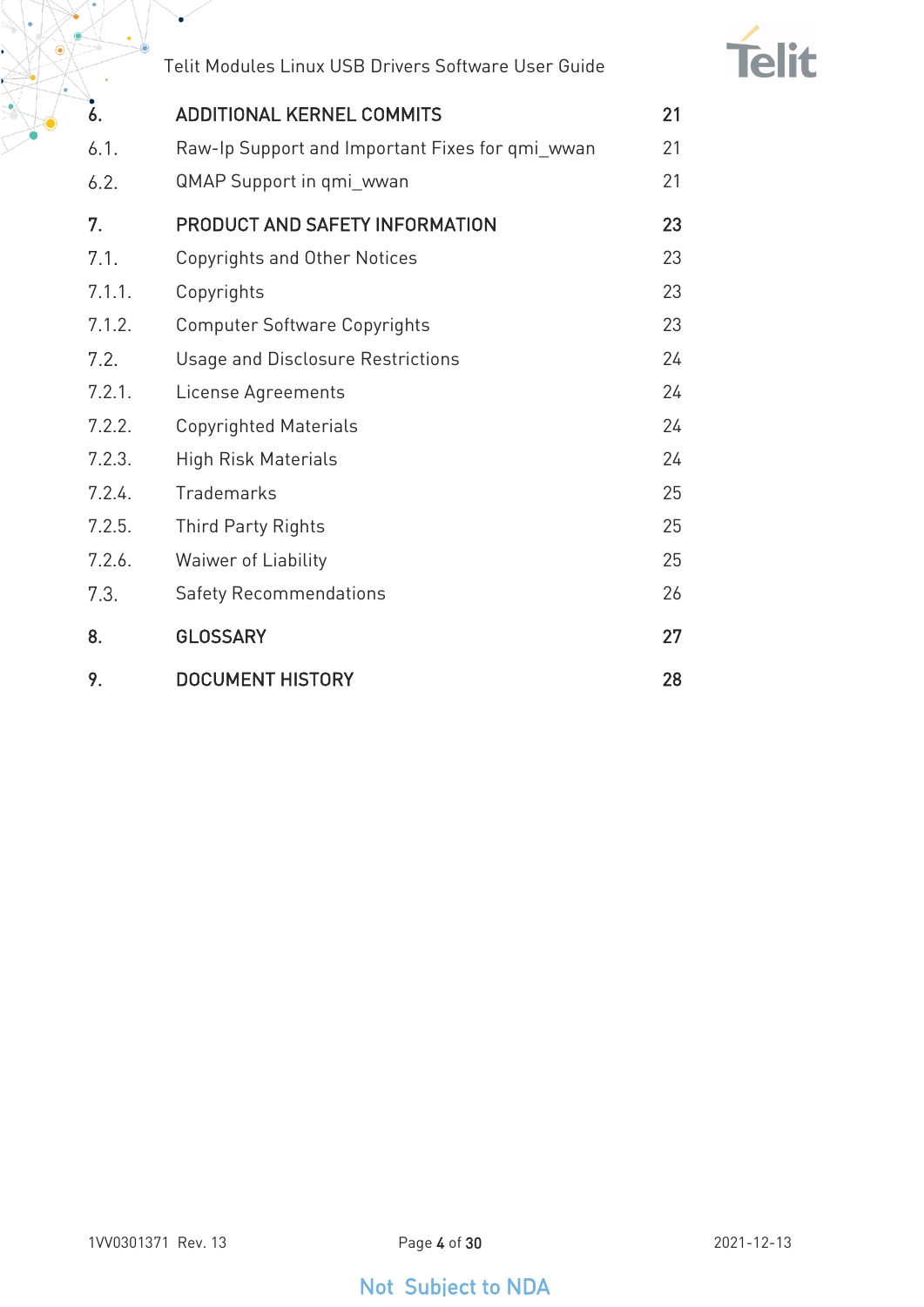| | | |
|---|---|---|
| **6.** | **ADDITIONAL KERNEL COMMITS** | **21** |
| 6.1. | Raw-Ip Support and Important Fixes for qmi_wwan | 21 |
| 6.2. | QMAP Support in qmi_wwan | 21 |
| **7.** | **PRODUCT AND SAFETY INFORMATION** | **23** |
| 7.1. | Copyrights and Other Notices | 23 |
| 7.1.1. | Copyrights | 23 |
| 7.1.2. | Computer Software Copyrights | 23 |
| 7.2. | Usage and Disclosure Restrictions | 24 |
| 7.2.1. | License Agreements | 24 |
| 7.2.2. | Copyrighted Materials | 24 |
| 7.2.3. | High Risk Materials | 24 |
| 7.2.4. | Trademarks | 25 |
| 7.2.5. | Third Party Rights | 25 |
| 7.2.6. | Waiwer of Liability | 25 |
| 7.3. | Safety Recommendations | 26 |
| **8.** | **GLOSSARY** | **27** |
| **9.** | **DOCUMENT HISTORY** | **28** |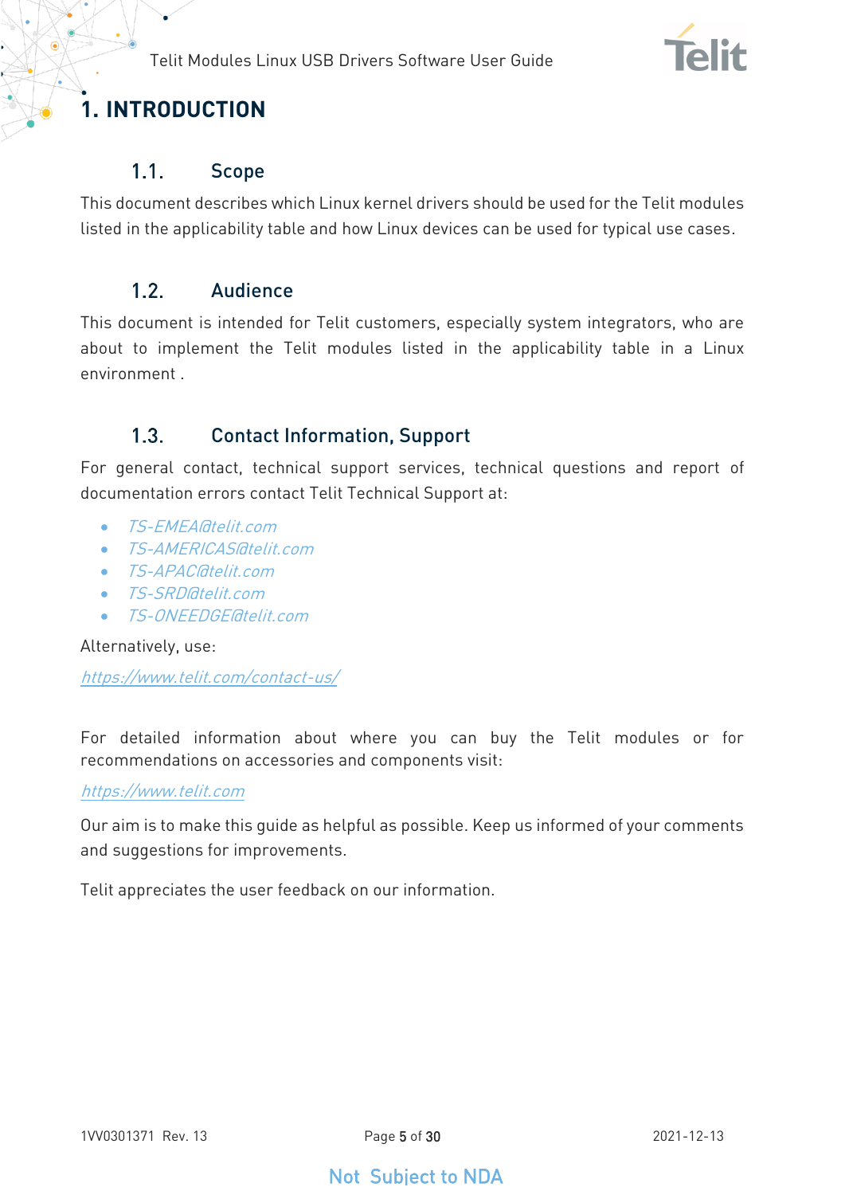# 1. INTRODUCTION

## 1.1. Scope

This document describes which Linux kernel drivers should be used for the Telit modules listed in the applicability table and how Linux devices can be used for typical use cases.

## 1.2. Audience

This document is intended for Telit customers, especially system integrators, who are about to implement the Telit modules listed in the applicability table in a Linux environment .

## 1.3. Contact Information, Support

For general contact, technical support services, technical questions and report of documentation errors contact Telit Technical Support at:

- *TS-EMEA@telit.com*
- *TS-AMERICAS@telit.com*
- *TS-APAC@telit.com*
- *TS-SRD@telit.com*
- *TS-ONEEDGE@telit.com*

Alternatively, use:

*https://www.telit.com/contact-us/*

For detailed information about where you can buy the Telit modules or for recommendations on accessories and components visit:

*https://www.telit.com*

Our aim is to make this guide as helpful as possible. Keep us informed of your comments and suggestions for improvements.

Telit appreciates the user feedback on our information.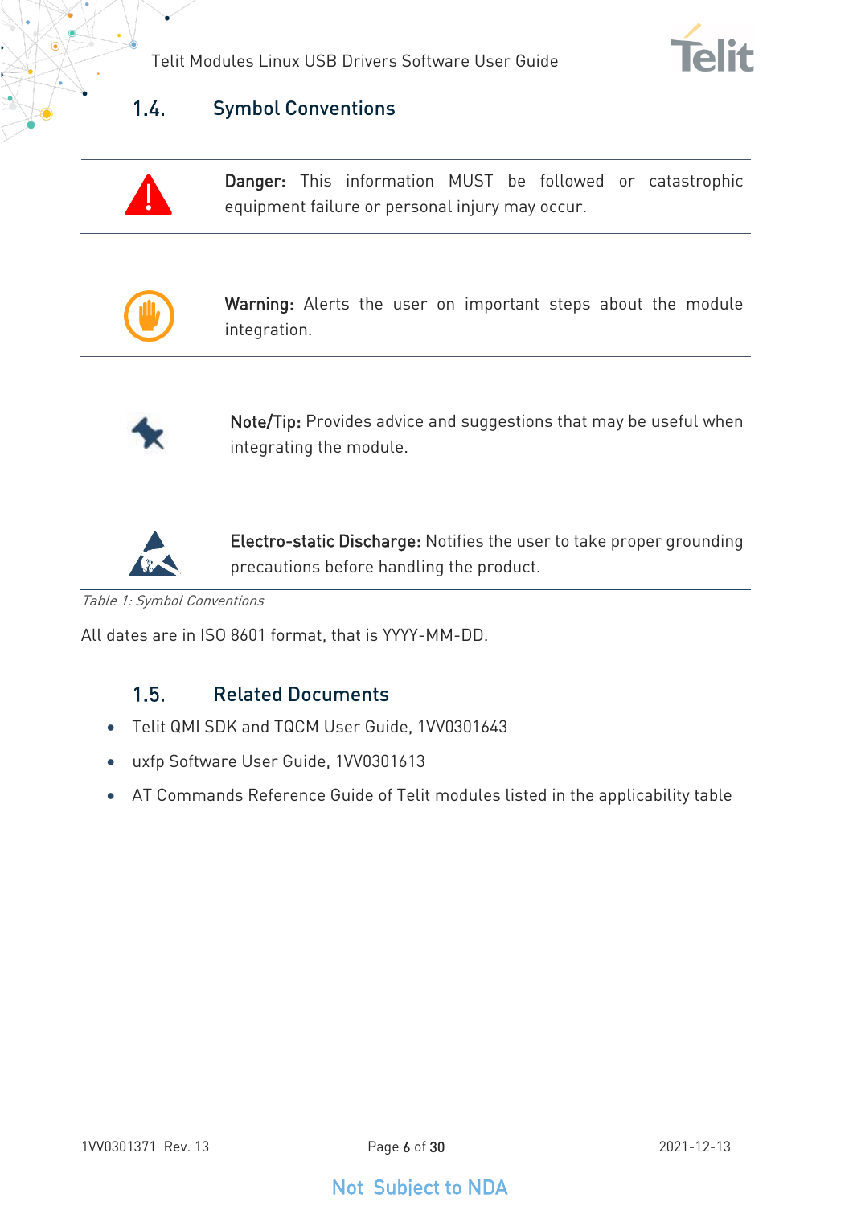## 1.4. Symbol Conventions

| | |
|---|---|
| | **Danger:** This information MUST be followed or catastrophic equipment failure or personal injury may occur. |
| | **Warning:** Alerts the user on important steps about the module integration. |
| | **Note/Tip:** Provides advice and suggestions that may be useful when integrating the module. |
| | **Electro-static Discharge:** Notifies the user to take proper grounding precautions before handling the product. |

*Table 1: Symbol Conventions*

All dates are in ISO 8601 format, that is YYYY-MM-DD.

## 1.5. Related Documents

- Telit QMI SDK and TQCM User Guide, 1VV0301643
- uxfp Software User Guide, 1VV0301613
- AT Commands Reference Guide of Telit modules listed in the applicability table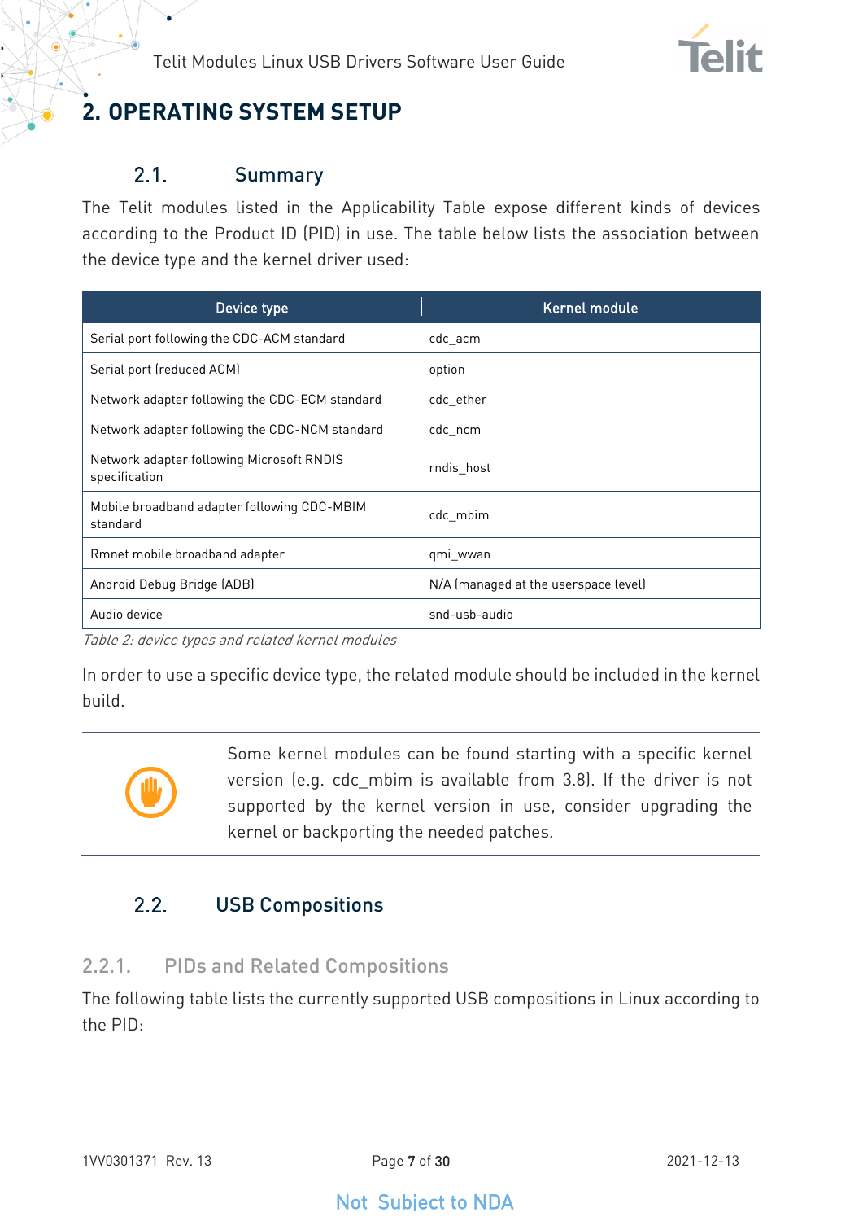# 2. OPERATING SYSTEM SETUP

## 2.1. Summary

The Telit modules listed in the Applicability Table expose different kinds of devices according to the Product ID (PID) in use. The table below lists the association between the device type and the kernel driver used:

| Device type | Kernel module |
|---|---|
| Serial port following the CDC-ACM standard | cdc_acm |
| Serial port (reduced ACM) | option |
| Network adapter following the CDC-ECM standard | cdc_ether |
| Network adapter following the CDC-NCM standard | cdc_ncm |
| Network adapter following Microsoft RNDIS specification | rndis_host |
| Mobile broadband adapter following CDC-MBIM standard | cdc_mbim |
| Rmnet mobile broadband adapter | qmi_wwan |
| Android Debug Bridge (ADB) | N/A (managed at the userspace level) |
| Audio device | snd-usb-audio |

*Table 2: device types and related kernel modules*

In order to use a specific device type, the related module should be included in the kernel build.

Some kernel modules can be found starting with a specific kernel version (e.g. cdc_mbim is available from 3.8). If the driver is not supported by the kernel version in use, consider upgrading the kernel or backporting the needed patches.

## 2.2. USB Compositions

### 2.2.1. PIDs and Related Compositions

The following table lists the currently supported USB compositions in Linux according to the PID:

Not Subject to NDA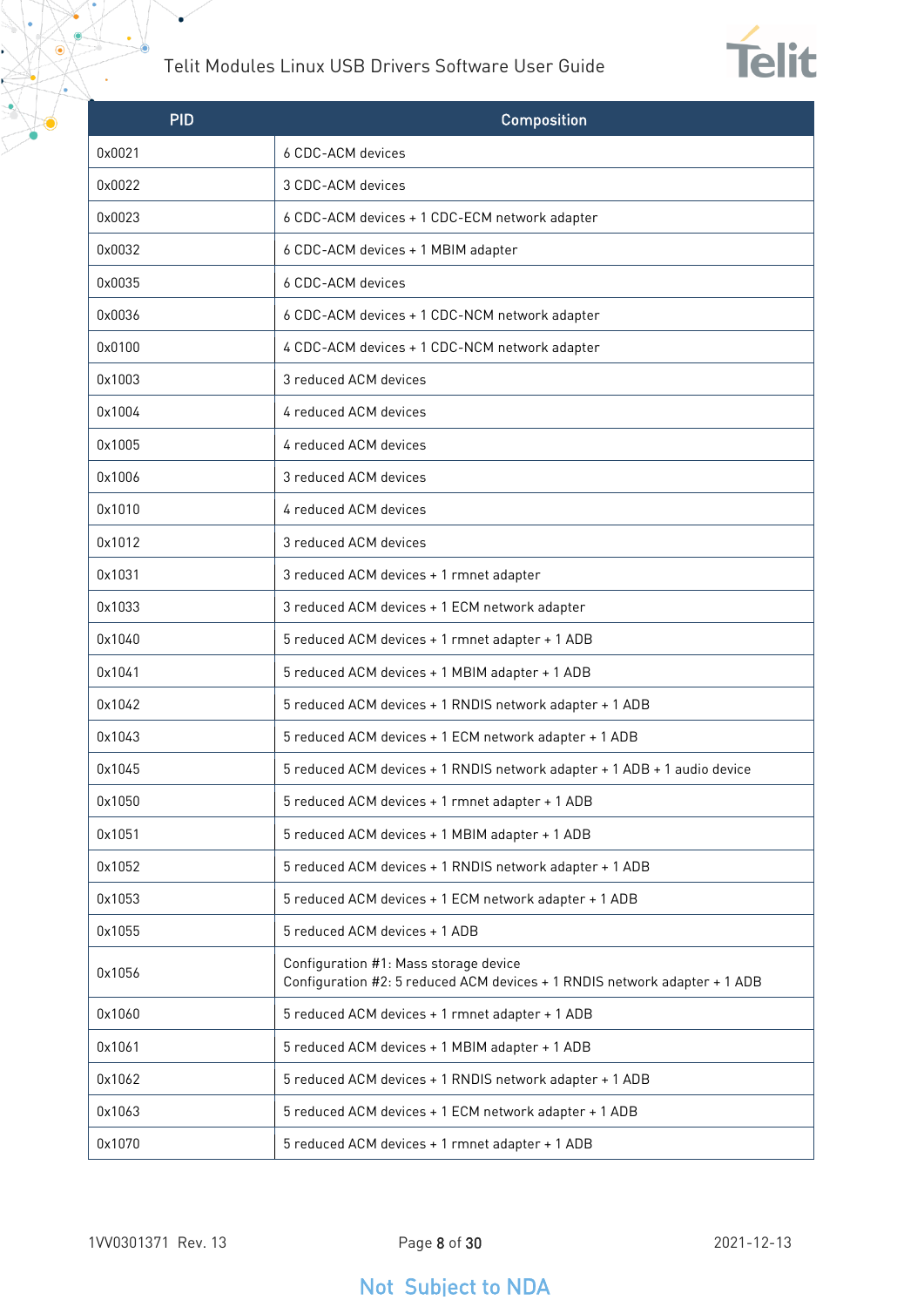| PID | Composition |
|---|---|
| 0x0021 | 6 CDC-ACM devices |
| 0x0022 | 3 CDC-ACM devices |
| 0x0023 | 6 CDC-ACM devices + 1 CDC-ECM network adapter |
| 0x0032 | 6 CDC-ACM devices + 1 MBIM adapter |
| 0x0035 | 6 CDC-ACM devices |
| 0x0036 | 6 CDC-ACM devices + 1 CDC-NCM network adapter |
| 0x0100 | 4 CDC-ACM devices + 1 CDC-NCM network adapter |
| 0x1003 | 3 reduced ACM devices |
| 0x1004 | 4 reduced ACM devices |
| 0x1005 | 4 reduced ACM devices |
| 0x1006 | 3 reduced ACM devices |
| 0x1010 | 4 reduced ACM devices |
| 0x1012 | 3 reduced ACM devices |
| 0x1031 | 3 reduced ACM devices + 1 rmnet adapter |
| 0x1033 | 3 reduced ACM devices + 1 ECM network adapter |
| 0x1040 | 5 reduced ACM devices + 1 rmnet adapter + 1 ADB |
| 0x1041 | 5 reduced ACM devices + 1 MBIM adapter + 1 ADB |
| 0x1042 | 5 reduced ACM devices + 1 RNDIS network adapter + 1 ADB |
| 0x1043 | 5 reduced ACM devices + 1 ECM network adapter + 1 ADB |
| 0x1045 | 5 reduced ACM devices + 1 RNDIS network adapter + 1 ADB + 1 audio device |
| 0x1050 | 5 reduced ACM devices + 1 rmnet adapter + 1 ADB |
| 0x1051 | 5 reduced ACM devices + 1 MBIM adapter + 1 ADB |
| 0x1052 | 5 reduced ACM devices + 1 RNDIS network adapter + 1 ADB |
| 0x1053 | 5 reduced ACM devices + 1 ECM network adapter + 1 ADB |
| 0x1055 | 5 reduced ACM devices + 1 ADB |
| 0x1056 | Configuration #1: Mass storage device<br>Configuration #2: 5 reduced ACM devices + 1 RNDIS network adapter + 1 ADB |
| 0x1060 | 5 reduced ACM devices + 1 rmnet adapter + 1 ADB |
| 0x1061 | 5 reduced ACM devices + 1 MBIM adapter + 1 ADB |
| 0x1062 | 5 reduced ACM devices + 1 RNDIS network adapter + 1 ADB |
| 0x1063 | 5 reduced ACM devices + 1 ECM network adapter + 1 ADB |
| 0x1070 | 5 reduced ACM devices + 1 rmnet adapter + 1 ADB |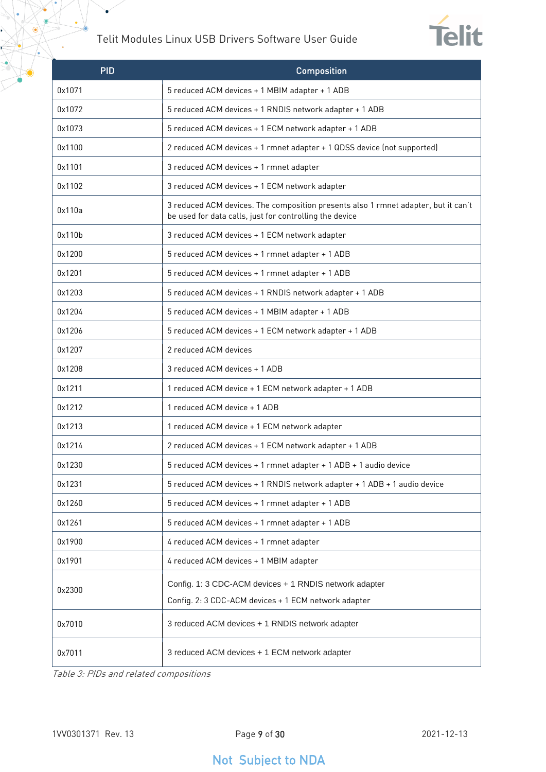| PID | Composition |
| --- | --- |
| 0x1071 | 5 reduced ACM devices + 1 MBIM adapter + 1 ADB |
| 0x1072 | 5 reduced ACM devices + 1 RNDIS network adapter + 1 ADB |
| 0x1073 | 5 reduced ACM devices + 1 ECM network adapter + 1 ADB |
| 0x1100 | 2 reduced ACM devices + 1 rmnet adapter + 1 QDSS device (not supported) |
| 0x1101 | 3 reduced ACM devices + 1 rmnet adapter |
| 0x1102 | 3 reduced ACM devices + 1 ECM network adapter |
| 0x110a | 3 reduced ACM devices. The composition presents also 1 rmnet adapter, but it can't be used for data calls, just for controlling the device |
| 0x110b | 3 reduced ACM devices + 1 ECM network adapter |
| 0x1200 | 5 reduced ACM devices + 1 rmnet adapter + 1 ADB |
| 0x1201 | 5 reduced ACM devices + 1 rmnet adapter + 1 ADB |
| 0x1203 | 5 reduced ACM devices + 1 RNDIS network adapter + 1 ADB |
| 0x1204 | 5 reduced ACM devices + 1 MBIM adapter + 1 ADB |
| 0x1206 | 5 reduced ACM devices + 1 ECM network adapter + 1 ADB |
| 0x1207 | 2 reduced ACM devices |
| 0x1208 | 3 reduced ACM devices + 1 ADB |
| 0x1211 | 1 reduced ACM device + 1 ECM network adapter + 1 ADB |
| 0x1212 | 1 reduced ACM device + 1 ADB |
| 0x1213 | 1 reduced ACM device + 1 ECM network adapter |
| 0x1214 | 2 reduced ACM devices + 1 ECM network adapter + 1 ADB |
| 0x1230 | 5 reduced ACM devices + 1 rmnet adapter + 1 ADB + 1 audio device |
| 0x1231 | 5 reduced ACM devices + 1 RNDIS network adapter + 1 ADB + 1 audio device |
| 0x1260 | 5 reduced ACM devices + 1 rmnet adapter + 1 ADB |
| 0x1261 | 5 reduced ACM devices + 1 rmnet adapter + 1 ADB |
| 0x1900 | 4 reduced ACM devices + 1 rmnet adapter |
| 0x1901 | 4 reduced ACM devices + 1 MBIM adapter |
| 0x2300 | Config. 1: 3 CDC-ACM devices + 1 RNDIS network adapter<br>Config. 2: 3 CDC-ACM devices + 1 ECM network adapter |
| 0x7010 | 3 reduced ACM devices + 1 RNDIS network adapter |
| 0x7011 | 3 reduced ACM devices + 1 ECM network adapter |

*Table 3: PIDs and related compositions*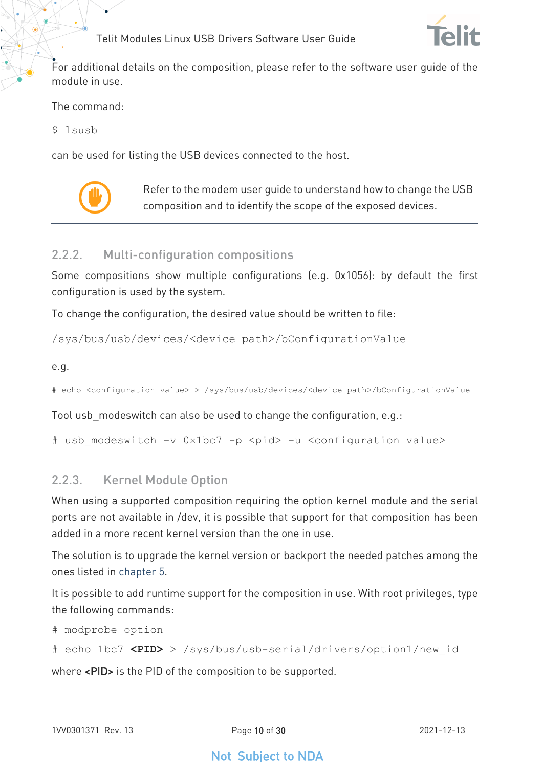For additional details on the composition, please refer to the software user guide of the module in use.

The command:

```
$ lsusb
```

can be used for listing the USB devices connected to the host.

Refer to the modem user guide to understand how to change the USB composition and to identify the scope of the exposed devices.

### 2.2.2. Multi-configuration compositions

Some compositions show multiple configurations (e.g. 0x1056): by default the first configuration is used by the system.

To change the configuration, the desired value should be written to file:

```
/sys/bus/usb/devices/<device path>/bConfigurationValue
```

e.g.

```
# echo <configuration value> > /sys/bus/usb/devices/<device path>/bConfigurationValue
```

Tool usb_modeswitch can also be used to change the configuration, e.g.:

```
# usb_modeswitch -v 0x1bc7 -p <pid> -u <configuration value>
```

### 2.2.3. Kernel Module Option

When using a supported composition requiring the option kernel module and the serial ports are not available in /dev, it is possible that support for that composition has been added in a more recent kernel version than the one in use.

The solution is to upgrade the kernel version or backport the needed patches among the ones listed in chapter 5.

It is possible to add runtime support for the composition in use. With root privileges, type the following commands:

```
# modprobe option
# echo 1bc7 <PID> > /sys/bus/usb-serial/drivers/option1/new_id
```

where **<PID>** is the PID of the composition to be supported.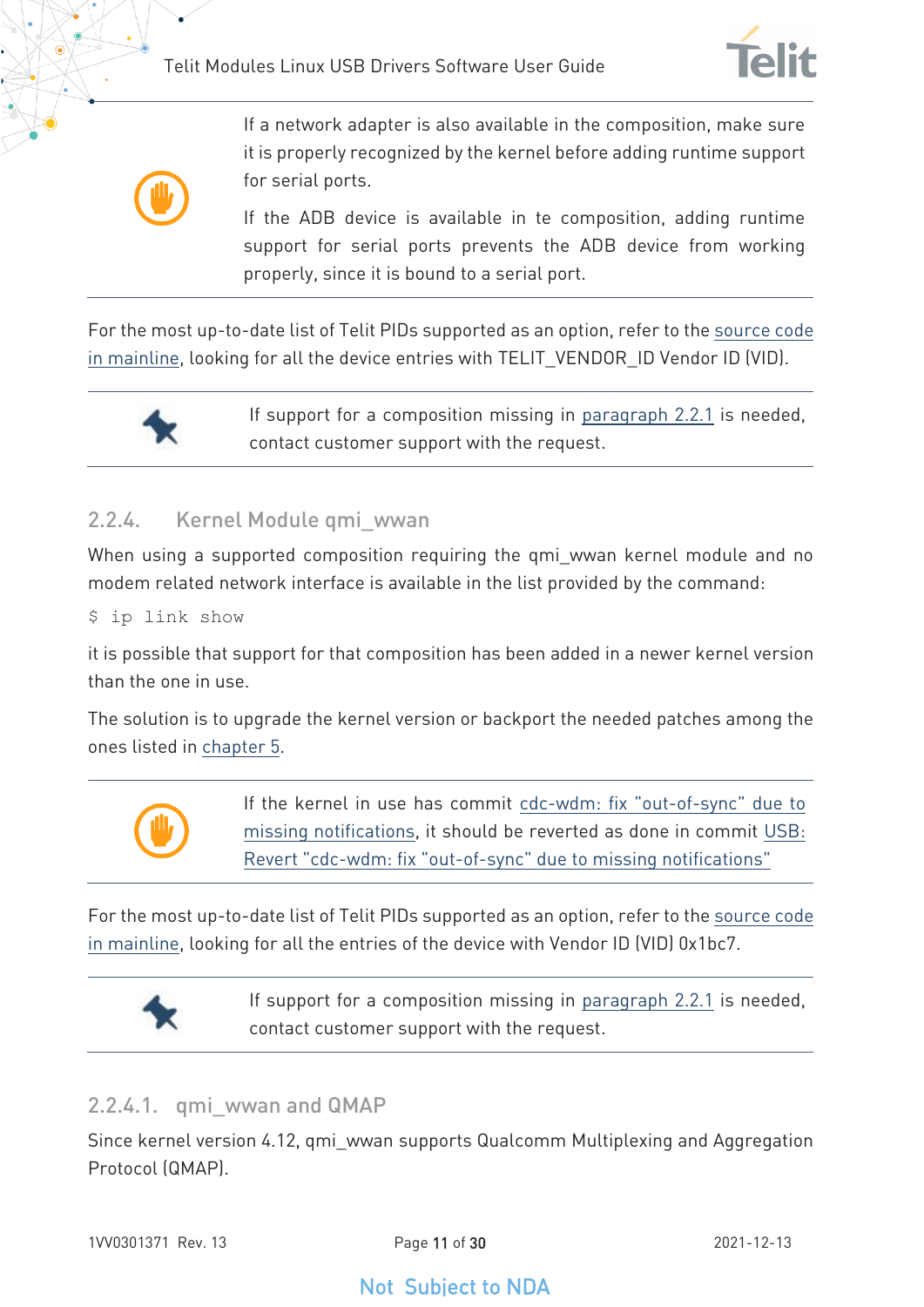If a network adapter is also available in the composition, make sure it is properly recognized by the kernel before adding runtime support for serial ports.

If the ADB device is available in te composition, adding runtime support for serial ports prevents the ADB device from working properly, since it is bound to a serial port.

For the most up-to-date list of Telit PIDs supported as an option, refer to the source code in mainline, looking for all the device entries with TELIT_VENDOR_ID Vendor ID (VID).

If support for a composition missing in paragraph 2.2.1 is needed, contact customer support with the request.

### 2.2.4. Kernel Module qmi_wwan

When using a supported composition requiring the qmi_wwan kernel module and no modem related network interface is available in the list provided by the command:

```
$ ip link show
```

it is possible that support for that composition has been added in a newer kernel version than the one in use.

The solution is to upgrade the kernel version or backport the needed patches among the ones listed in chapter 5.

If the kernel in use has commit cdc-wdm: fix "out-of-sync" due to missing notifications, it should be reverted as done in commit USB: Revert "cdc-wdm: fix "out-of-sync" due to missing notifications"

For the most up-to-date list of Telit PIDs supported as an option, refer to the source code in mainline, looking for all the entries of the device with Vendor ID (VID) 0x1bc7.

If support for a composition missing in paragraph 2.2.1 is needed, contact customer support with the request.

#### 2.2.4.1. qmi_wwan and QMAP

Since kernel version 4.12, qmi_wwan supports Qualcomm Multiplexing and Aggregation Protocol (QMAP).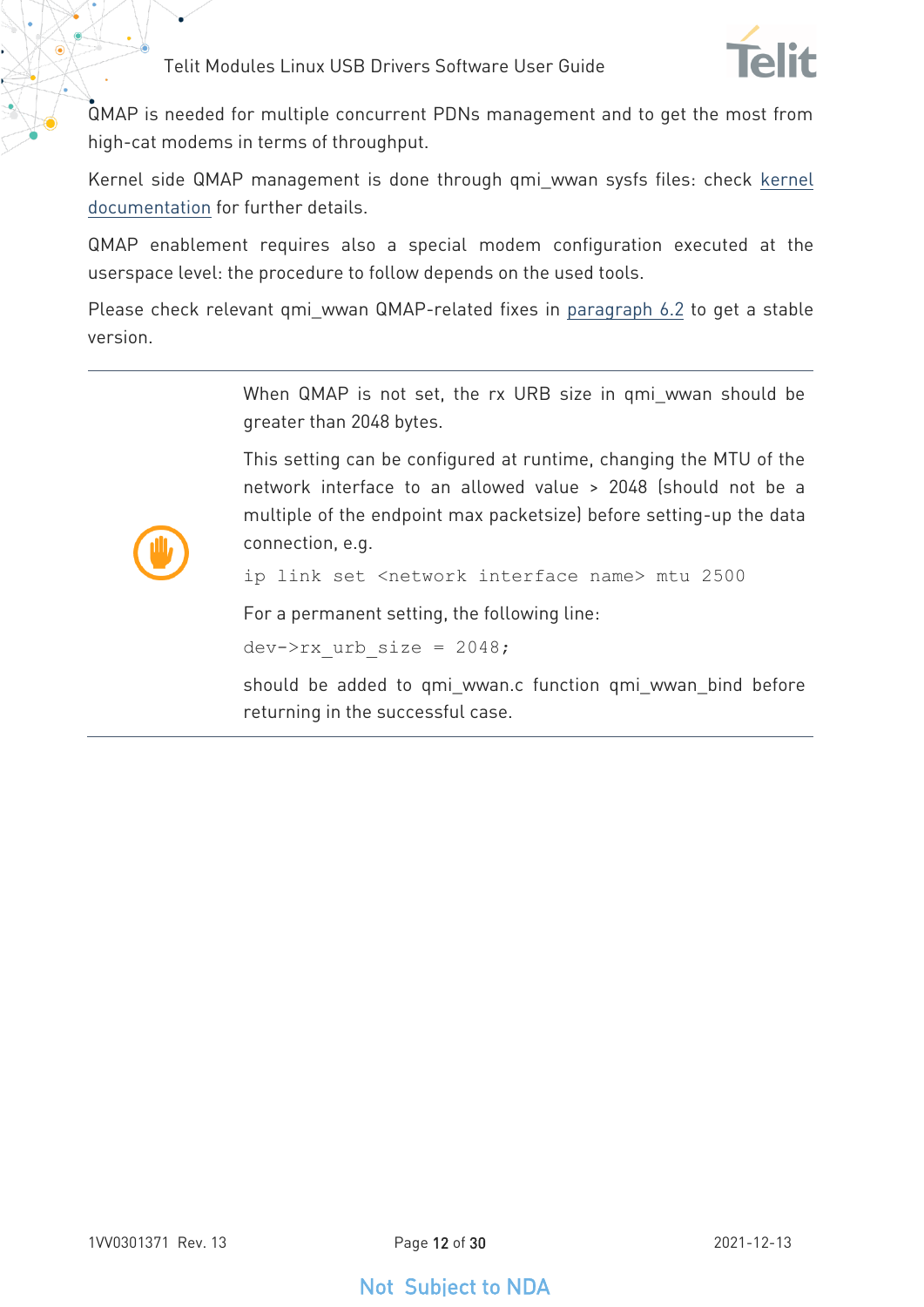QMAP is needed for multiple concurrent PDNs management and to get the most from high-cat modems in terms of throughput.

Kernel side QMAP management is done through qmi_wwan sysfs files: check kernel documentation for further details.

QMAP enablement requires also a special modem configuration executed at the userspace level: the procedure to follow depends on the used tools.

Please check relevant qmi_wwan QMAP-related fixes in paragraph 6.2 to get a stable version.

---

When QMAP is not set, the rx URB size in qmi_wwan should be greater than 2048 bytes.

This setting can be configured at runtime, changing the MTU of the network interface to an allowed value > 2048 (should not be a multiple of the endpoint max packetsize) before setting-up the data connection, e.g.

```
ip link set <network interface name> mtu 2500
```

For a permanent setting, the following line:

```
dev->rx_urb_size = 2048;
```

should be added to qmi_wwan.c function qmi_wwan_bind before returning in the successful case.

---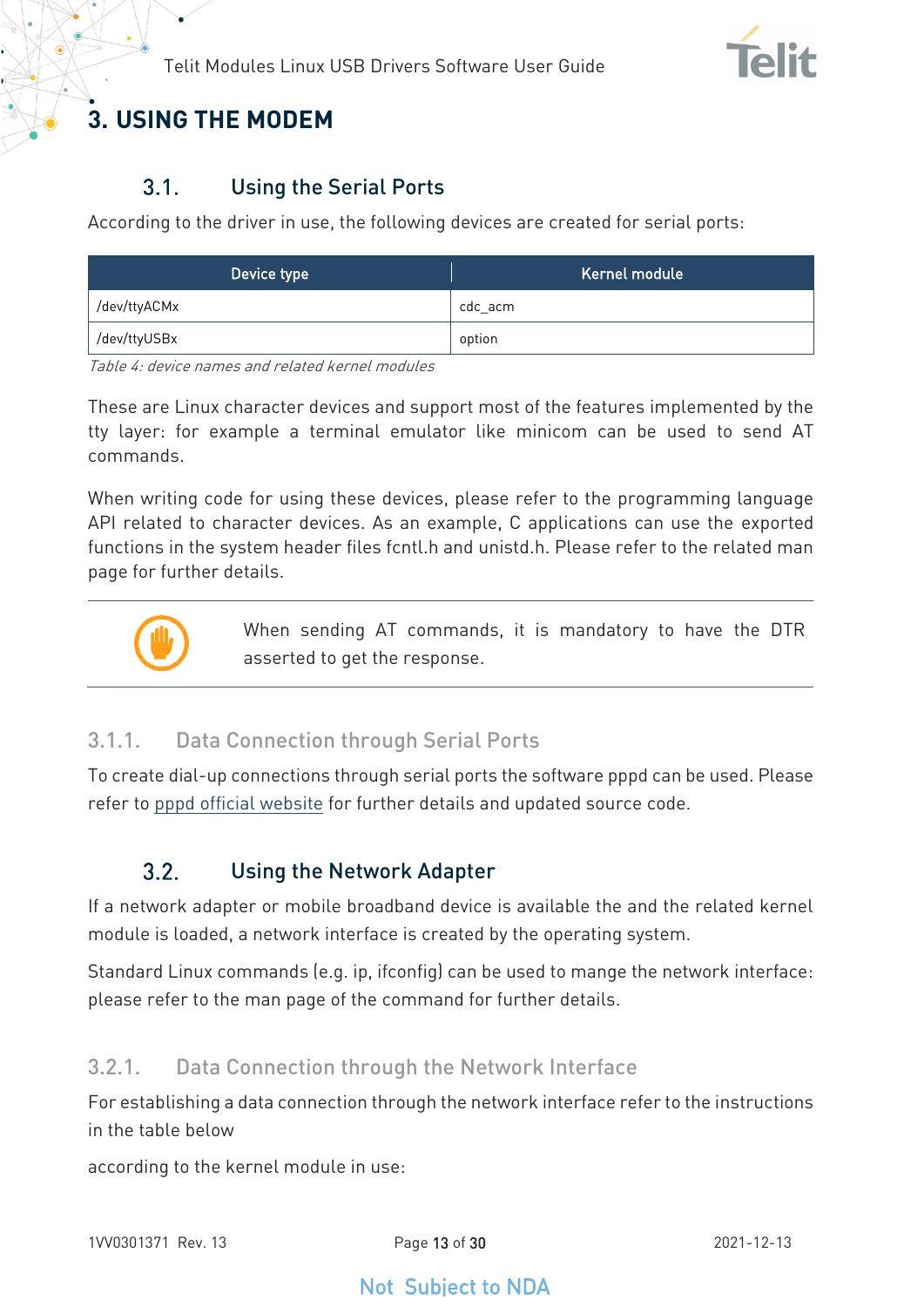# 3. USING THE MODEM

## 3.1. Using the Serial Ports

According to the driver in use, the following devices are created for serial ports:

| Device type | Kernel module |
|---|---|
| /dev/ttyACMx | cdc_acm |
| /dev/ttyUSBx | option |

*Table 4: device names and related kernel modules*

These are Linux character devices and support most of the features implemented by the tty layer: for example a terminal emulator like minicom can be used to send AT commands.

When writing code for using these devices, please refer to the programming language API related to character devices. As an example, C applications can use the exported functions in the system header files fcntl.h and unistd.h. Please refer to the related man page for further details.

When sending AT commands, it is mandatory to have the DTR asserted to get the response.

### 3.1.1. Data Connection through Serial Ports

To create dial-up connections through serial ports the software pppd can be used. Please refer to pppd official website for further details and updated source code.

## 3.2. Using the Network Adapter

If a network adapter or mobile broadband device is available the and the related kernel module is loaded, a network interface is created by the operating system.

Standard Linux commands (e.g. ip, ifconfig) can be used to mange the network interface: please refer to the man page of the command for further details.

### 3.2.1. Data Connection through the Network Interface

For establishing a data connection through the network interface refer to the instructions in the table below

according to the kernel module in use: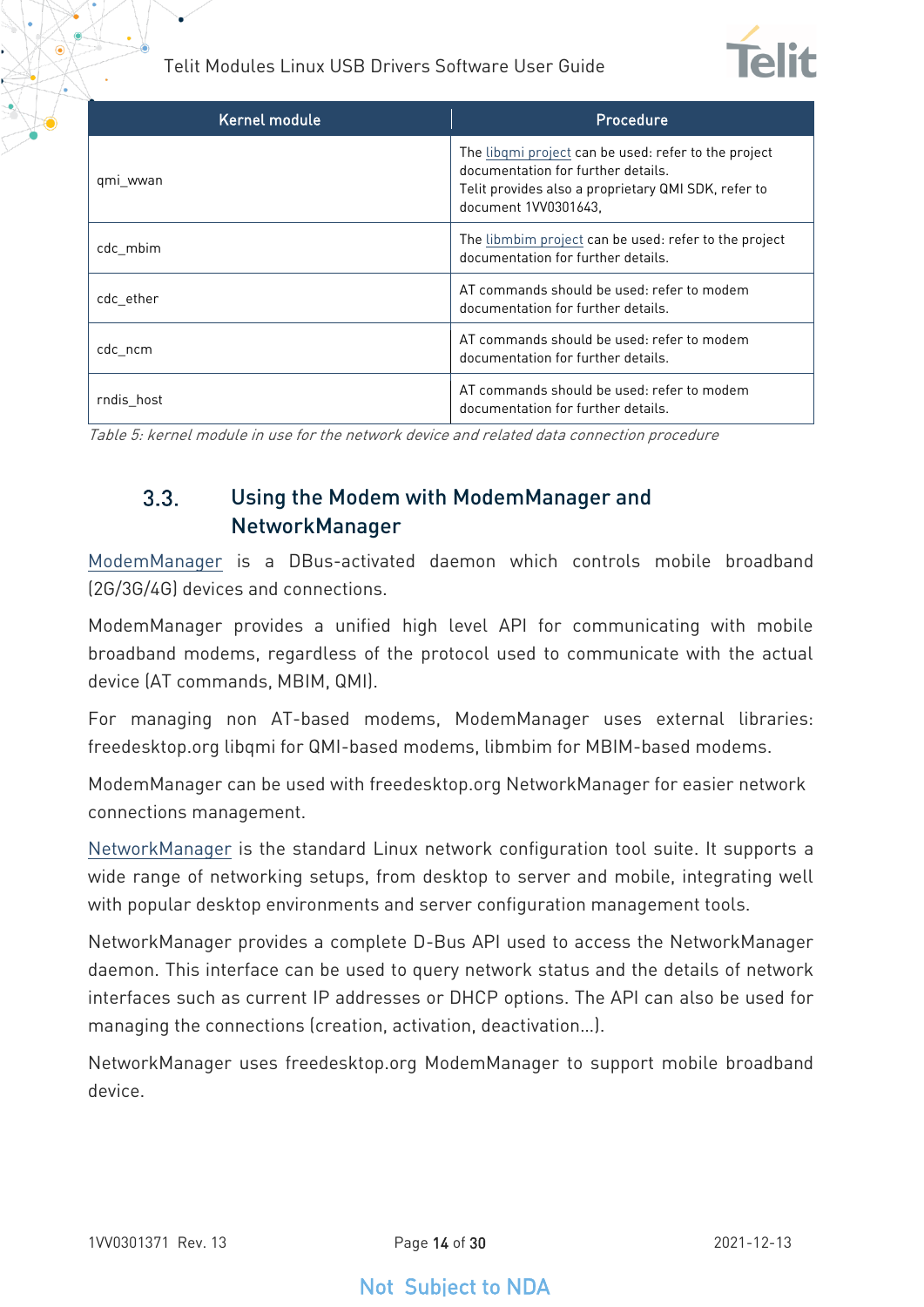| Kernel module | Procedure |
|---|---|
| qmi_wwan | The libqmi project can be used: refer to the project documentation for further details.<br>Telit provides also a proprietary QMI SDK, refer to document 1VV0301643, |
| cdc_mbim | The libmbim project can be used: refer to the project documentation for further details. |
| cdc_ether | AT commands should be used: refer to modem documentation for further details. |
| cdc_ncm | AT commands should be used: refer to modem documentation for further details. |
| rndis_host | AT commands should be used: refer to modem documentation for further details. |

*Table 5: kernel module in use for the network device and related data connection procedure*

## 3.3. Using the Modem with ModemManager and NetworkManager

ModemManager is a DBus-activated daemon which controls mobile broadband (2G/3G/4G) devices and connections.

ModemManager provides a unified high level API for communicating with mobile broadband modems, regardless of the protocol used to communicate with the actual device (AT commands, MBIM, QMI).

For managing non AT-based modems, ModemManager uses external libraries: freedesktop.org libqmi for QMI-based modems, libmbim for MBIM-based modems.

ModemManager can be used with freedesktop.org NetworkManager for easier network connections management.

NetworkManager is the standard Linux network configuration tool suite. It supports a wide range of networking setups, from desktop to server and mobile, integrating well with popular desktop environments and server configuration management tools.

NetworkManager provides a complete D-Bus API used to access the NetworkManager daemon. This interface can be used to query network status and the details of network interfaces such as current IP addresses or DHCP options. The API can also be used for managing the connections (creation, activation, deactivation…).

NetworkManager uses freedesktop.org ModemManager to support mobile broadband device.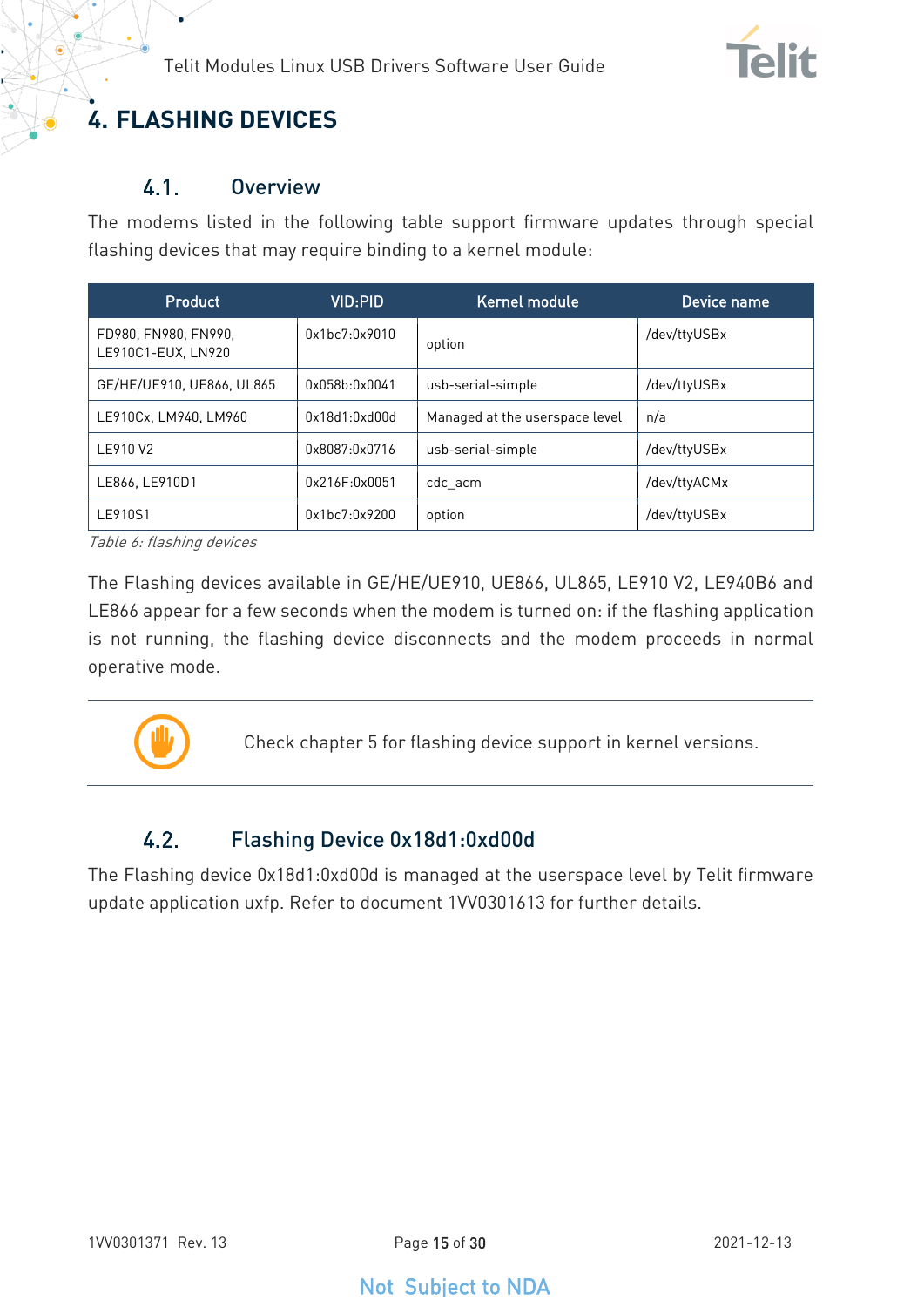# 4. FLASHING DEVICES

## 4.1. Overview

The modems listed in the following table support firmware updates through special flashing devices that may require binding to a kernel module:

| Product | VID:PID | Kernel module | Device name |
|---|---|---|---|
| FD980, FN980, FN990, LE910C1-EUX, LN920 | 0x1bc7:0x9010 | option | /dev/ttyUSBx |
| GE/HE/UE910, UE866, UL865 | 0x058b:0x0041 | usb-serial-simple | /dev/ttyUSBx |
| LE910Cx, LM940, LM960 | 0x18d1:0xd00d | Managed at the userspace level | n/a |
| LE910 V2 | 0x8087:0x0716 | usb-serial-simple | /dev/ttyUSBx |
| LE866, LE910D1 | 0x216F:0x0051 | cdc_acm | /dev/ttyACMx |
| LE910S1 | 0x1bc7:0x9200 | option | /dev/ttyUSBx |

*Table 6: flashing devices*

The Flashing devices available in GE/HE/UE910, UE866, UL865, LE910 V2, LE940B6 and LE866 appear for a few seconds when the modem is turned on: if the flashing application is not running, the flashing device disconnects and the modem proceeds in normal operative mode.

Check chapter 5 for flashing device support in kernel versions.

## 4.2. Flashing Device 0x18d1:0xd00d

The Flashing device 0x18d1:0xd00d is managed at the userspace level by Telit firmware update application uxfp. Refer to document 1VV0301613 for further details.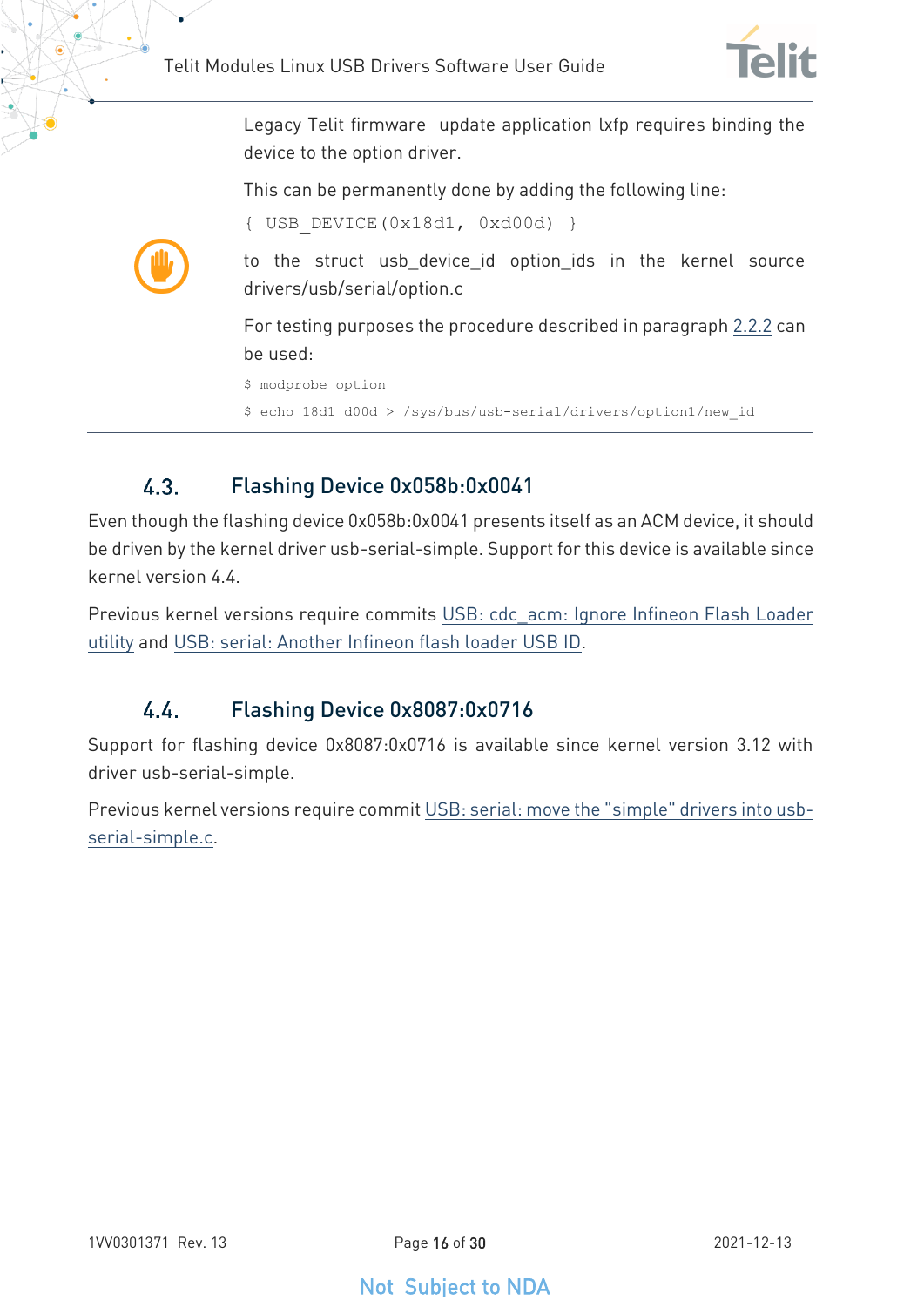Legacy Telit firmware update application lxfp requires binding the device to the option driver.

This can be permanently done by adding the following line:

```
{ USB_DEVICE(0x18d1, 0xd00d) }
```

to the struct usb_device_id option_ids in the kernel source drivers/usb/serial/option.c

For testing purposes the procedure described in paragraph 2.2.2 can be used:

```
$ modprobe option
$ echo 18d1 d00d > /sys/bus/usb-serial/drivers/option1/new_id
```

## 4.3. Flashing Device 0x058b:0x0041

Even though the flashing device 0x058b:0x0041 presents itself as an ACM device, it should be driven by the kernel driver usb-serial-simple. Support for this device is available since kernel version 4.4.

Previous kernel versions require commits USB: cdc_acm: Ignore Infineon Flash Loader utility and USB: serial: Another Infineon flash loader USB ID.

## 4.4. Flashing Device 0x8087:0x0716

Support for flashing device 0x8087:0x0716 is available since kernel version 3.12 with driver usb-serial-simple.

Previous kernel versions require commit USB: serial: move the "simple" drivers into usb-serial-simple.c.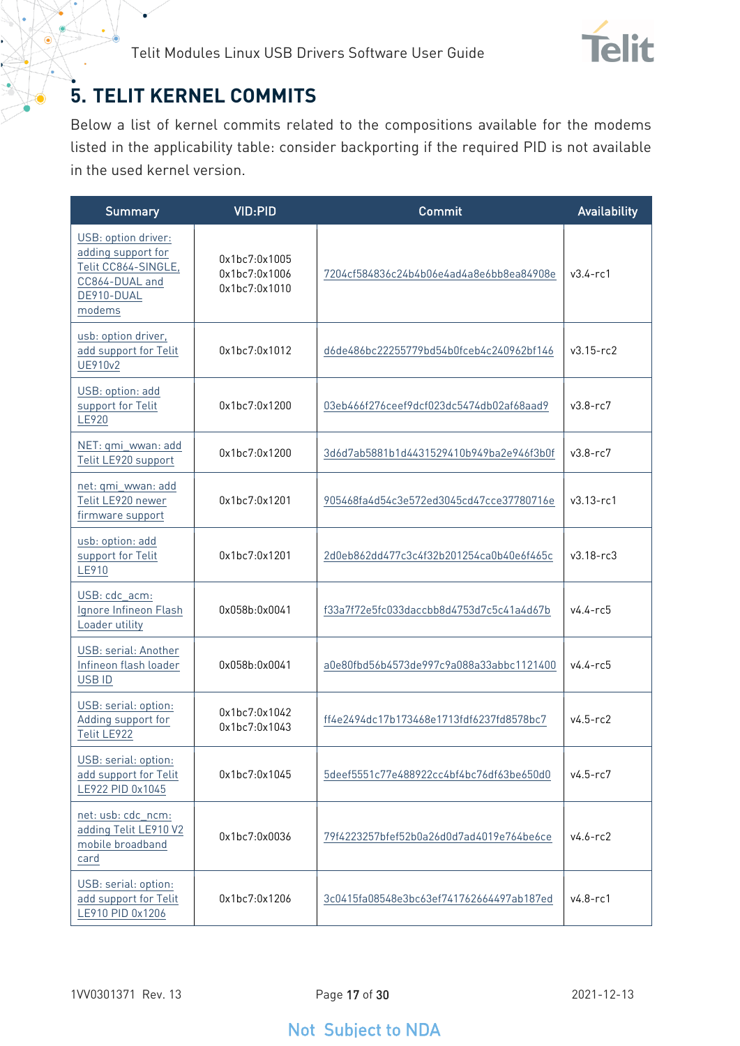# 5. TELIT KERNEL COMMITS

Below a list of kernel commits related to the compositions available for the modems listed in the applicability table: consider backporting if the required PID is not available in the used kernel version.

| Summary | VID:PID | Commit | Availability |
|---|---|---|---|
| USB: option driver: adding support for Telit CC864-SINGLE, CC864-DUAL and DE910-DUAL modems | 0x1bc7:0x1005<br>0x1bc7:0x1006<br>0x1bc7:0x1010 | 7204cf584836c24b4b06e4ad4a8e6bb8ea84908e | v3.4-rc1 |
| usb: option driver, add support for Telit UE910v2 | 0x1bc7:0x1012 | d6de486bc22255779bd54b0fceb4c240962bf146 | v3.15-rc2 |
| USB: option: add support for Telit LE920 | 0x1bc7:0x1200 | 03eb466f276ceef9dcf023dc5474db02af68aad9 | v3.8-rc7 |
| NET: qmi_wwan: add Telit LE920 support | 0x1bc7:0x1200 | 3d6d7ab5881b1d4431529410b949ba2e946f3b0f | v3.8-rc7 |
| net: qmi_wwan: add Telit LE920 newer firmware support | 0x1bc7:0x1201 | 905468fa4d54c3e572ed3045cd47cce37780716e | v3.13-rc1 |
| usb: option: add support for Telit LE910 | 0x1bc7:0x1201 | 2d0eb862dd477c3c4f32b201254ca0b40e6f465c | v3.18-rc3 |
| USB: cdc_acm: Ignore Infineon Flash Loader utility | 0x058b:0x0041 | f33a7f72e5fc033daccbb8d4753d7c5c41a4d67b | v4.4-rc5 |
| USB: serial: Another Infineon flash loader USB ID | 0x058b:0x0041 | a0e80fbd56b4573de997c9a088a33abbc1121400 | v4.4-rc5 |
| USB: serial: option: Adding support for Telit LE922 | 0x1bc7:0x1042<br>0x1bc7:0x1043 | ff4e2494dc17b173468e1713fdf6237fd8578bc7 | v4.5-rc2 |
| USB: serial: option: add support for Telit LE922 PID 0x1045 | 0x1bc7:0x1045 | 5deef5551c77e488922cc4bf4bc76df63be650d0 | v4.5-rc7 |
| net: usb: cdc_ncm: adding Telit LE910 V2 mobile broadband card | 0x1bc7:0x0036 | 79f4223257bfef52b0a26d0d7ad4019e764be6ce | v4.6-rc2 |
| USB: serial: option: add support for Telit LE910 PID 0x1206 | 0x1bc7:0x1206 | 3c0415fa08548e3bc63ef741762664497ab187ed | v4.8-rc1 |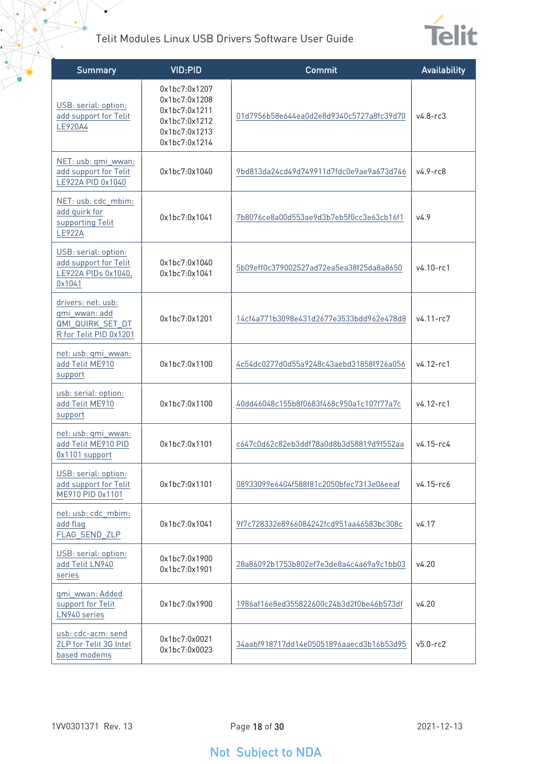| Summary | VID:PID | Commit | Availability |
|---|---|---|---|
| USB: serial: option: add support for Telit LE920A4 | 0x1bc7:0x1207<br>0x1bc7:0x1208<br>0x1bc7:0x1211<br>0x1bc7:0x1212<br>0x1bc7:0x1213<br>0x1bc7:0x1214 | 01d7956b58e644ea0d2e8d9340c5727a8fc39d70 | v4.8-rc3 |
| NET: usb: qmi_wwan: add support for Telit LE922A PID 0x1040 | 0x1bc7:0x1040 | 9bd813da24cd49d749911d7fdc0e9ae9a673d746 | v4.9-rc8 |
| NET: usb: cdc_mbim: add quirk for supporting Telit LE922A | 0x1bc7:0x1041 | 7b8076ce8a00d553ae9d3b7eb5f0cc3e63cb16f1 | v4.9 |
| USB: serial: option: add support for Telit LE922A PIDs 0x1040, 0x1041 | 0x1bc7:0x1040<br>0x1bc7:0x1041 | 5b09eff0c379002527ad72ea5ea38f25da8a8650 | v4.10-rc1 |
| drivers: net: usb: qmi_wwan: add QMI_QUIRK_SET_DTR for Telit PID 0x1201 | 0x1bc7:0x1201 | 14cf4a771b3098e431d2677e3533bdd962e478d8 | v4.11-rc7 |
| net: usb: qmi_wwan: add Telit ME910 support | 0x1bc7:0x1100 | 4c54dc0277d0d55a9248c43aebd31858f926a056 | v4.12-rc1 |
| usb: serial: option: add Telit ME910 support | 0x1bc7:0x1100 | 40dd46048c155b8f0683f468c950a1c107f77a7c | v4.12-rc1 |
| net: usb: qmi_wwan: add Telit ME910 PID 0x1101 support | 0x1bc7:0x1101 | c647c0d62c82eb3ddf78a0d8b3d58819d9f552aa | v4.15-rc4 |
| USB: serial: option: add support for Telit ME910 PID 0x1101 | 0x1bc7:0x1101 | 08933099e6404f588f81c2050bfec7313e06eeaf | v4.15-rc6 |
| net: usb: cdc_mbim: add flag FLAG_SEND_ZLP | 0x1bc7:0x1041 | 9f7c728332e8966084242fcd951aa46583bc308c | v4.17 |
| USB: serial: option: add Telit LN940 series | 0x1bc7:0x1900<br>0x1bc7:0x1901 | 28a86092b1753b802ef7e3de8a4c4a69a9c1bb03 | v4.20 |
| qmi_wwan: Added support for Telit LN940 series | 0x1bc7:0x1900 | 1986af16e8ed355822600c24b3d2f0be46b573df | v4.20 |
| usb: cdc-acm: send ZLP for Telit 3G Intel based modems | 0x1bc7:0x0021<br>0x1bc7:0x0023 | 34aabf918717dd14e05051896aaecd3b16b53d95 | v5.0-rc2 |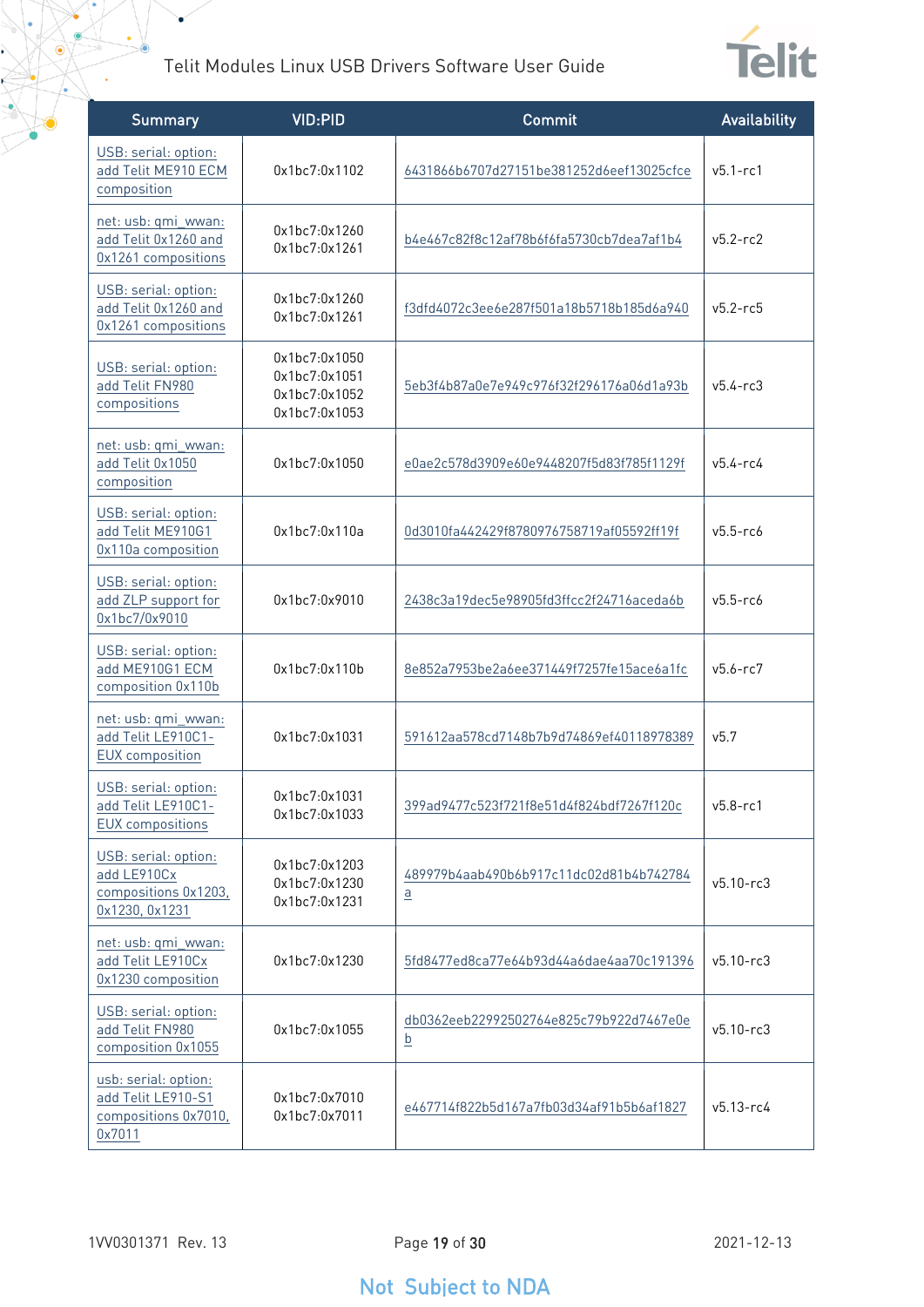| Summary | VID:PID | Commit | Availability |
|---|---|---|---|
| USB: serial: option: add Telit ME910 ECM composition | 0x1bc7:0x1102 | 6431866b6707d27151be381252d6eef13025cfce | v5.1-rc1 |
| net: usb: qmi_wwan: add Telit 0x1260 and 0x1261 compositions | 0x1bc7:0x1260 0x1bc7:0x1261 | b4e467c82f8c12af78b6f6fa5730cb7daf1b4 | v5.2-rc2 |
| USB: serial: option: add Telit 0x1260 and 0x1261 compositions | 0x1bc7:0x1260 0x1bc7:0x1261 | f3dfd4072c3ee6e287f501a18b5718b185d6a940 | v5.2-rc5 |
| USB: serial: option: add Telit FN980 compositions | 0x1bc7:0x1050 0x1bc7:0x1051 0x1bc7:0x1052 0x1bc7:0x1053 | 5eb3f4b87a0e7e949c976f32f296176a06d1a93b | v5.4-rc3 |
| net: usb: qmi_wwan: add Telit 0x1050 composition | 0x1bc7:0x1050 | e0ae2c578d3909e60e9448207f5d83f785f1129f | v5.4-rc4 |
| USB: serial: option: add Telit ME910G1 0x110a composition | 0x1bc7:0x110a | 0d3010fa442429f8780976758719af05592ff19f | v5.5-rc6 |
| USB: serial: option: add ZLP support for 0x1bc7/0x9010 | 0x1bc7:0x9010 | 2438c3a19dec5e98905fd3ffcc2f24716aceda6b | v5.5-rc6 |
| USB: serial: option: add ME910G1 ECM composition 0x110b | 0x1bc7:0x110b | 8e852a7953be2a6ee371449f7257fe15ace6a1fc | v5.6-rc7 |
| net: usb: qmi_wwan: add Telit LE910C1-EUX composition | 0x1bc7:0x1031 | 591612aa578cd7148b7b9d74869ef40118978389 | v5.7 |
| USB: serial: option: add Telit LE910C1-EUX compositions | 0x1bc7:0x1031 0x1bc7:0x1033 | 399ad9477c523f721f8e51d4f824bdf7267f120c | v5.8-rc1 |
| USB: serial: option: add LE910Cx compositions 0x1203, 0x1230, 0x1231 | 0x1bc7:0x1203 0x1bc7:0x1230 0x1bc7:0x1231 | 489979b4aab490b6b917c11dc02d81b4b742784a | v5.10-rc3 |
| net: usb: qmi_wwan: add Telit LE910Cx 0x1230 composition | 0x1bc7:0x1230 | 5fd8477ed8ca77e64b93d44a6dae4aa70c191396 | v5.10-rc3 |
| USB: serial: option: add Telit FN980 composition 0x1055 | 0x1bc7:0x1055 | db0362eeb22992502764e825c79b922d7467e0eb | v5.10-rc3 |
| usb: serial: option: add Telit LE910-S1 compositions 0x7010, 0x7011 | 0x1bc7:0x7010 0x1bc7:0x7011 | e467714f822b5d167a7fb03d34af91b5b6af1827 | v5.13-rc4 |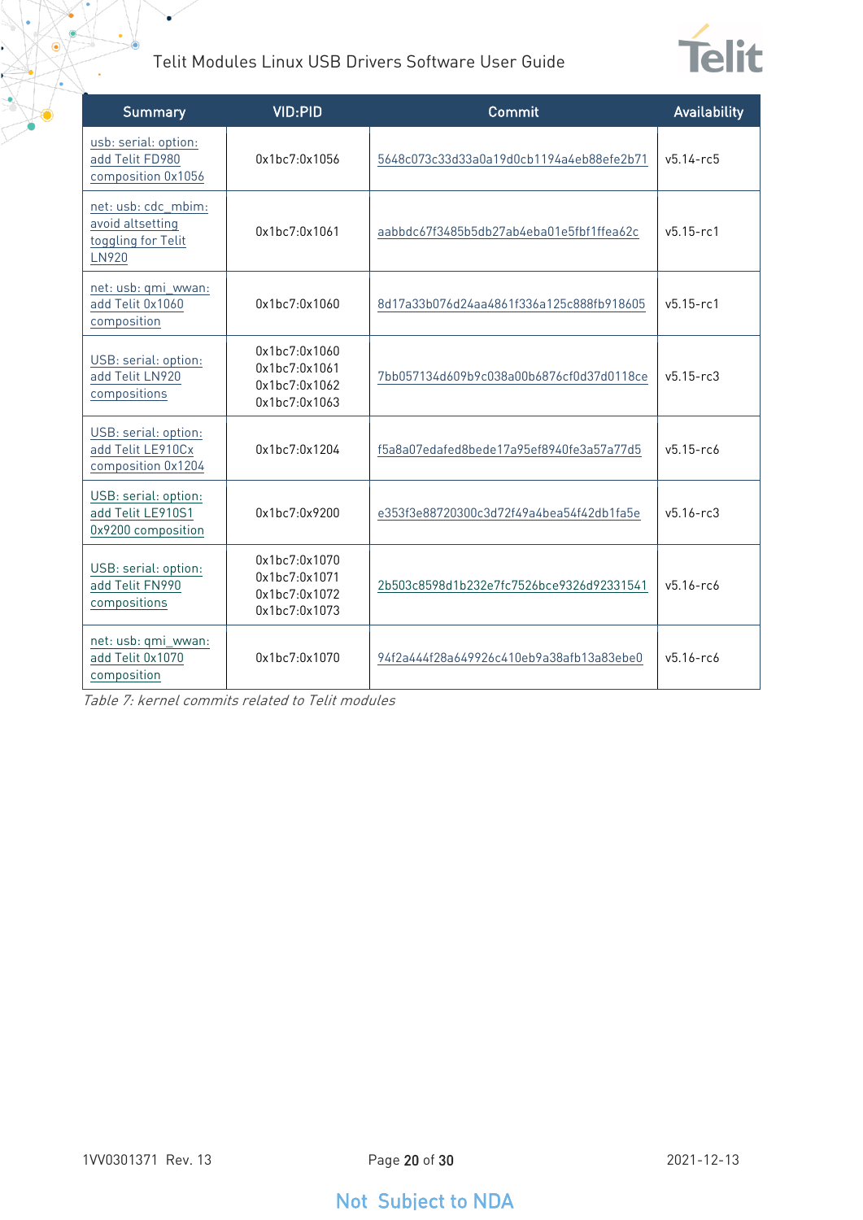| Summary | VID:PID | Commit | Availability |
|---|---|---|---|
| usb: serial: option: add Telit FD980 composition 0x1056 | 0x1bc7:0x1056 | 5648c073c33d33a0a19d0cb1194a4eb88efe2b71 | v5.14-rc5 |
| net: usb: cdc_mbim: avoid altsetting toggling for Telit LN920 | 0x1bc7:0x1061 | aabbdc67f3485b5db27ab4eba01e5fbf1ffea62c | v5.15-rc1 |
| net: usb: qmi_wwan: add Telit 0x1060 composition | 0x1bc7:0x1060 | 8d17a33b076d24aa4861f336a125c888fb918605 | v5.15-rc1 |
| USB: serial: option: add Telit LN920 compositions | 0x1bc7:0x1060<br>0x1bc7:0x1061<br>0x1bc7:0x1062<br>0x1bc7:0x1063 | 7bb057134d609b9c038a00b6876cf0d37d0118ce | v5.15-rc3 |
| USB: serial: option: add Telit LE910Cx composition 0x1204 | 0x1bc7:0x1204 | f5a8a07edafed8bede17a95ef8940fe3a57a77d5 | v5.15-rc6 |
| USB: serial: option: add Telit LE910S1 0x9200 composition | 0x1bc7:0x9200 | e353f3e88720300c3d72f49a4bea54f42db1fa5e | v5.16-rc3 |
| USB: serial: option: add Telit FN990 compositions | 0x1bc7:0x1070<br>0x1bc7:0x1071<br>0x1bc7:0x1072<br>0x1bc7:0x1073 | 2b503c8598d1b232e7fc7526bce9326d92331541 | v5.16-rc6 |
| net: usb: qmi_wwan: add Telit 0x1070 composition | 0x1bc7:0x1070 | 94f2a444f28a649926c410eb9a38afb13a83ebe0 | v5.16-rc6 |

*Table 7: kernel commits related to Telit modules*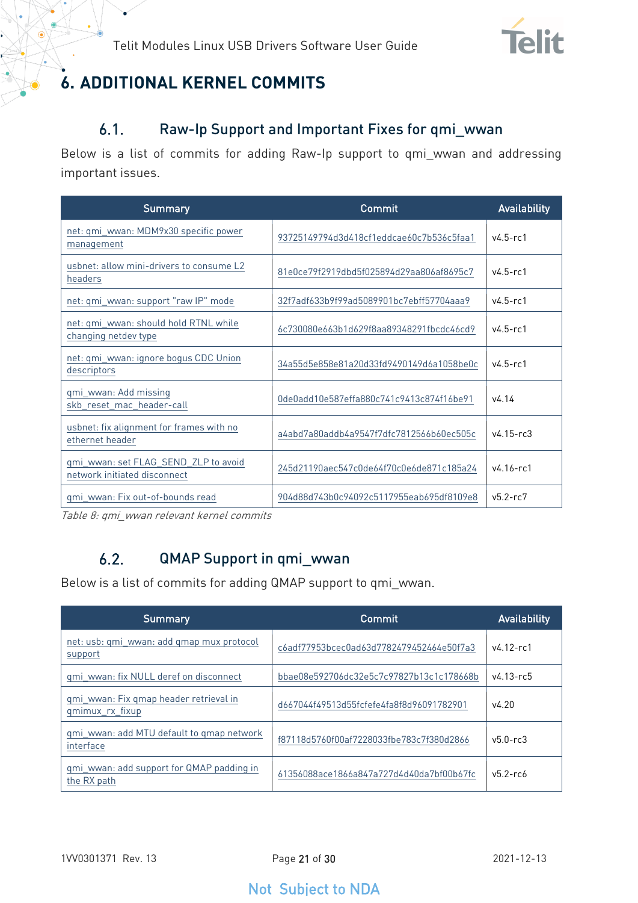# 6. ADDITIONAL KERNEL COMMITS

## 6.1. Raw-Ip Support and Important Fixes for qmi_wwan

Below is a list of commits for adding Raw-Ip support to qmi_wwan and addressing important issues.

| Summary | Commit | Availability |
|---|---|---|
| net: qmi_wwan: MDM9x30 specific power management | 93725149794d3d418cf1eddcae60c7b536c5faa1 | v4.5-rc1 |
| usbnet: allow mini-drivers to consume L2 headers | 81e0ce79f2919dbd5f025894d29aa806af8695c7 | v4.5-rc1 |
| net: qmi_wwan: support "raw IP" mode | 32f7adf633b9f99ad5089901bc7ebff57704aaa9 | v4.5-rc1 |
| net: qmi_wwan: should hold RTNL while changing netdev type | 6c730080e663b1d629f8aa89348291fbcdc46cd9 | v4.5-rc1 |
| net: qmi_wwan: ignore bogus CDC Union descriptors | 34a55d5e858e81a20d33fd9490149d6a1058be0c | v4.5-rc1 |
| qmi_wwan: Add missing skb_reset_mac_header-call | 0de0add10e587effa880c741c9413c874f16be91 | v4.14 |
| usbnet: fix alignment for frames with no ethernet header | a4abd7a80addb4a9547f7dfc7812566b60ec505c | v4.15-rc3 |
| qmi_wwan: set FLAG_SEND_ZLP to avoid network initiated disconnect | 245d21190aec547c0de64f70c0e6de871c185a24 | v4.16-rc1 |
| qmi_wwan: Fix out-of-bounds read | 904d88d743b0c94092c5117955eab695df8109e8 | v5.2-rc7 |

*Table 8: qmi_wwan relevant kernel commits*

## 6.2. QMAP Support in qmi_wwan

Below is a list of commits for adding QMAP support to qmi_wwan.

| Summary | Commit | Availability |
|---|---|---|
| net: usb: qmi_wwan: add qmap mux protocol support | c6adf77953bcec0ad63d7782479452464e50f7a3 | v4.12-rc1 |
| qmi_wwan: fix NULL deref on disconnect | bbae08e592706dc32e5c7c97827b13c1c178668b | v4.13-rc5 |
| qmi_wwan: Fix qmap header retrieval in qmimux_rx_fixup | d667044f49513d55fcfefe4fa8f8d96091782901 | v4.20 |
| qmi_wwan: add MTU default to qmap network interface | f87118d5760f00af7228033fbe783c7f380d2866 | v5.0-rc3 |
| qmi_wwan: add support for QMAP padding in the RX path | 61356088ace1866a847a727d4d40da7bf00b67fc | v5.2-rc6 |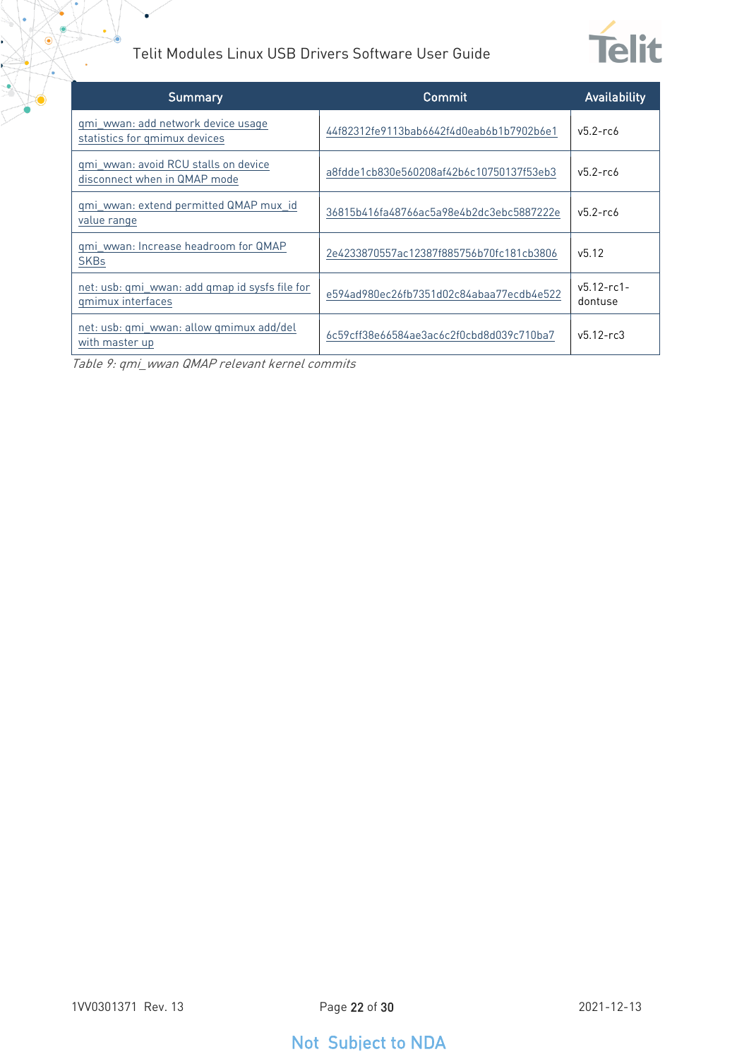| Summary | Commit | Availability |
|---|---|---|
| qmi_wwan: add network device usage statistics for qmimux devices | 44f82312fe9113bab6642f4d0eab6b1b7902b6e1 | v5.2-rc6 |
| qmi_wwan: avoid RCU stalls on device disconnect when in QMAP mode | a8fdde1cb830e560208af42b6c10750137f53eb3 | v5.2-rc6 |
| qmi_wwan: extend permitted QMAP mux_id value range | 36815b416fa48766ac5a98e4b2dc3ebc5887222e | v5.2-rc6 |
| qmi_wwan: Increase headroom for QMAP SKBs | 2e4233870557ac12387f885756b70fc181cb3806 | v5.12 |
| net: usb: qmi_wwan: add qmap id sysfs file for qmimux interfaces | e594ad980ec26fb7351d02c84abaa77ecdb4e522 | v5.12-rc1-dontuse |
| net: usb: qmi_wwan: allow qmimux add/del with master up | 6c59cff38e66584ae3ac6c2f0cbd8d039c710ba7 | v5.12-rc3 |

*Table 9: qmi_wwan QMAP relevant kernel commits*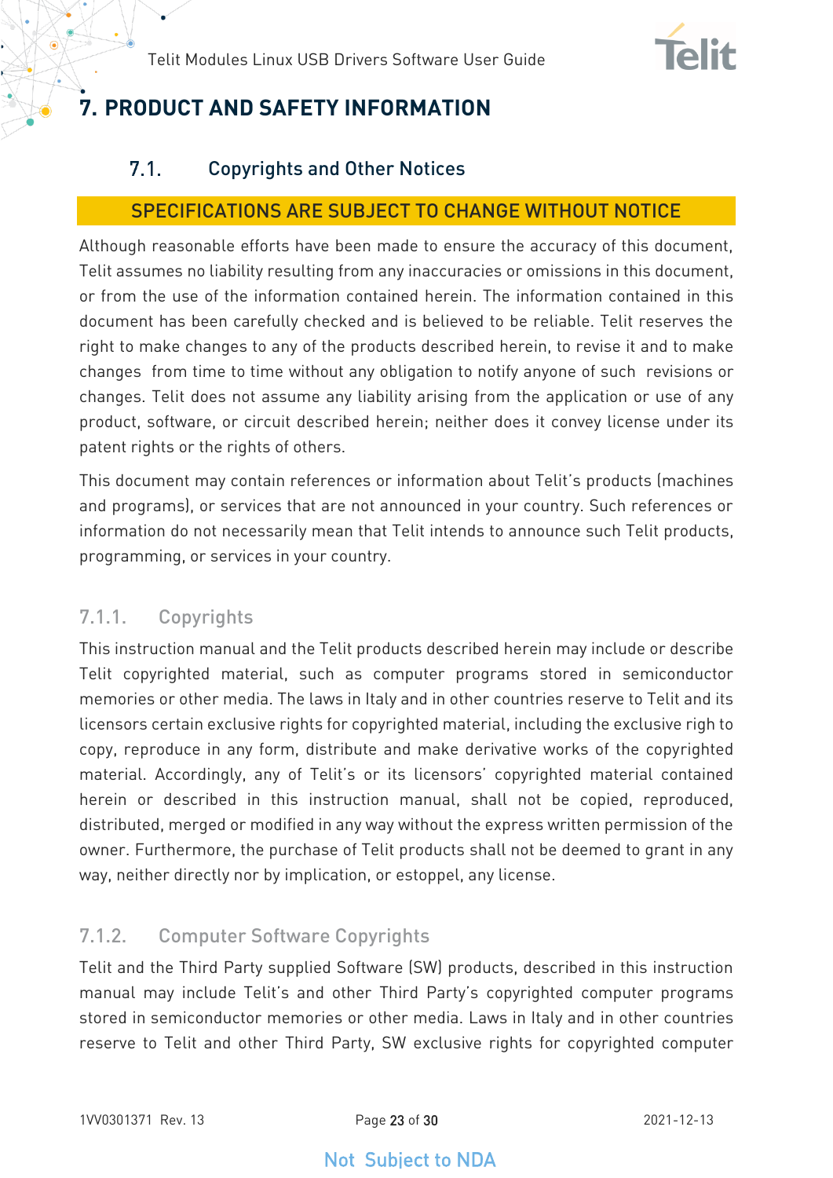# 7. PRODUCT AND SAFETY INFORMATION

## 7.1. Copyrights and Other Notices

**SPECIFICATIONS ARE SUBJECT TO CHANGE WITHOUT NOTICE**

Although reasonable efforts have been made to ensure the accuracy of this document, Telit assumes no liability resulting from any inaccuracies or omissions in this document, or from the use of the information contained herein. The information contained in this document has been carefully checked and is believed to be reliable. Telit reserves the right to make changes to any of the products described herein, to revise it and to make changes from time to time without any obligation to notify anyone of such revisions or changes. Telit does not assume any liability arising from the application or use of any product, software, or circuit described herein; neither does it convey license under its patent rights or the rights of others.

This document may contain references or information about Telit's products (machines and programs), or services that are not announced in your country. Such references or information do not necessarily mean that Telit intends to announce such Telit products, programming, or services in your country.

### 7.1.1. Copyrights

This instruction manual and the Telit products described herein may include or describe Telit copyrighted material, such as computer programs stored in semiconductor memories or other media. The laws in Italy and in other countries reserve to Telit and its licensors certain exclusive rights for copyrighted material, including the exclusive righ to copy, reproduce in any form, distribute and make derivative works of the copyrighted material. Accordingly, any of Telit's or its licensors' copyrighted material contained herein or described in this instruction manual, shall not be copied, reproduced, distributed, merged or modified in any way without the express written permission of the owner. Furthermore, the purchase of Telit products shall not be deemed to grant in any way, neither directly nor by implication, or estoppel, any license.

### 7.1.2. Computer Software Copyrights

Telit and the Third Party supplied Software (SW) products, described in this instruction manual may include Telit's and other Third Party's copyrighted computer programs stored in semiconductor memories or other media. Laws in Italy and in other countries reserve to Telit and other Third Party, SW exclusive rights for copyrighted computer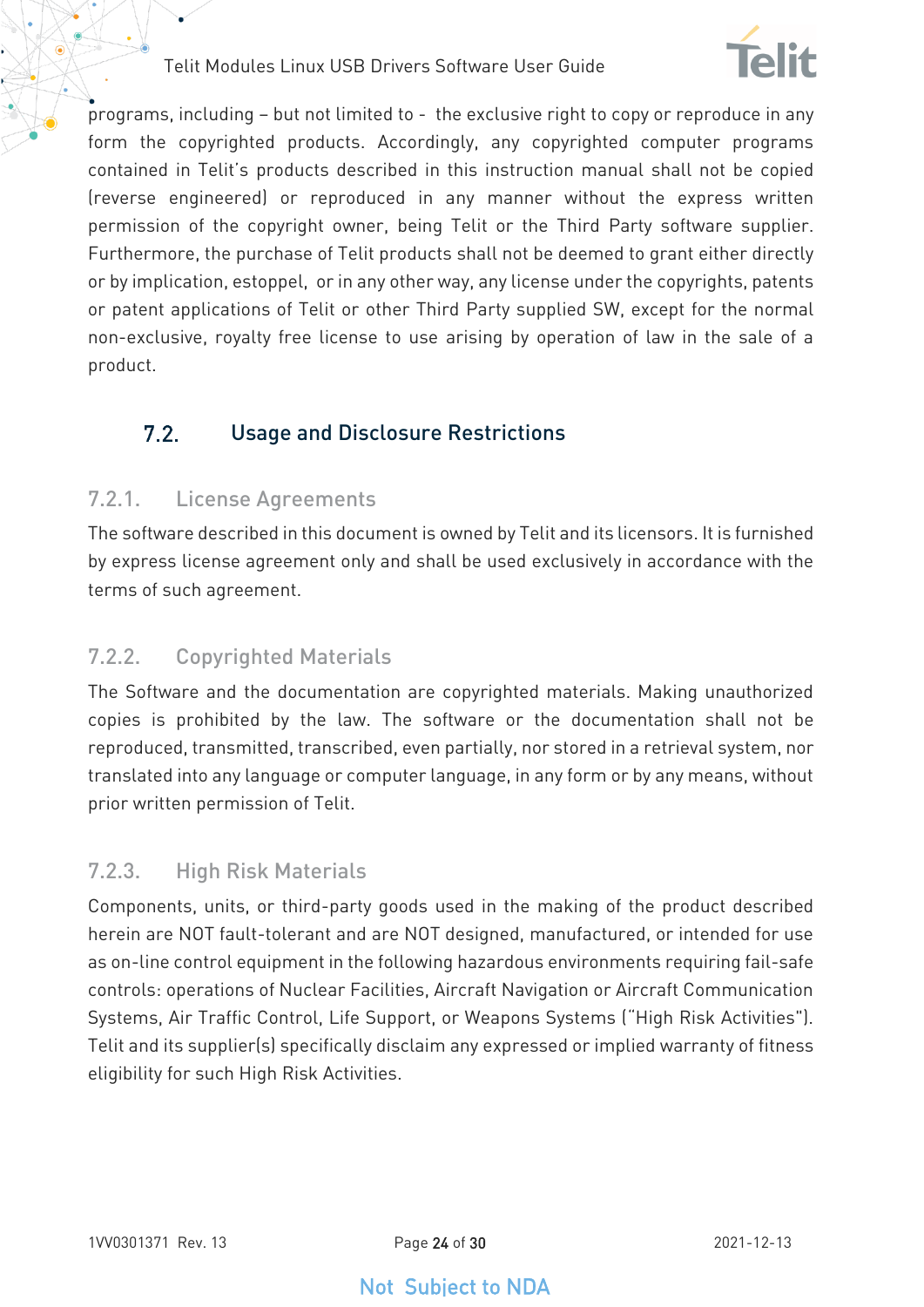programs, including – but not limited to - the exclusive right to copy or reproduce in any form the copyrighted products. Accordingly, any copyrighted computer programs contained in Telit's products described in this instruction manual shall not be copied (reverse engineered) or reproduced in any manner without the express written permission of the copyright owner, being Telit or the Third Party software supplier. Furthermore, the purchase of Telit products shall not be deemed to grant either directly or by implication, estoppel, or in any other way, any license under the copyrights, patents or patent applications of Telit or other Third Party supplied SW, except for the normal non-exclusive, royalty free license to use arising by operation of law in the sale of a product.

## 7.2. Usage and Disclosure Restrictions

### 7.2.1. License Agreements

The software described in this document is owned by Telit and its licensors. It is furnished by express license agreement only and shall be used exclusively in accordance with the terms of such agreement.

### 7.2.2. Copyrighted Materials

The Software and the documentation are copyrighted materials. Making unauthorized copies is prohibited by the law. The software or the documentation shall not be reproduced, transmitted, transcribed, even partially, nor stored in a retrieval system, nor translated into any language or computer language, in any form or by any means, without prior written permission of Telit.

### 7.2.3. High Risk Materials

Components, units, or third-party goods used in the making of the product described herein are NOT fault-tolerant and are NOT designed, manufactured, or intended for use as on-line control equipment in the following hazardous environments requiring fail-safe controls: operations of Nuclear Facilities, Aircraft Navigation or Aircraft Communication Systems, Air Traffic Control, Life Support, or Weapons Systems ("High Risk Activities"). Telit and its supplier(s) specifically disclaim any expressed or implied warranty of fitness eligibility for such High Risk Activities.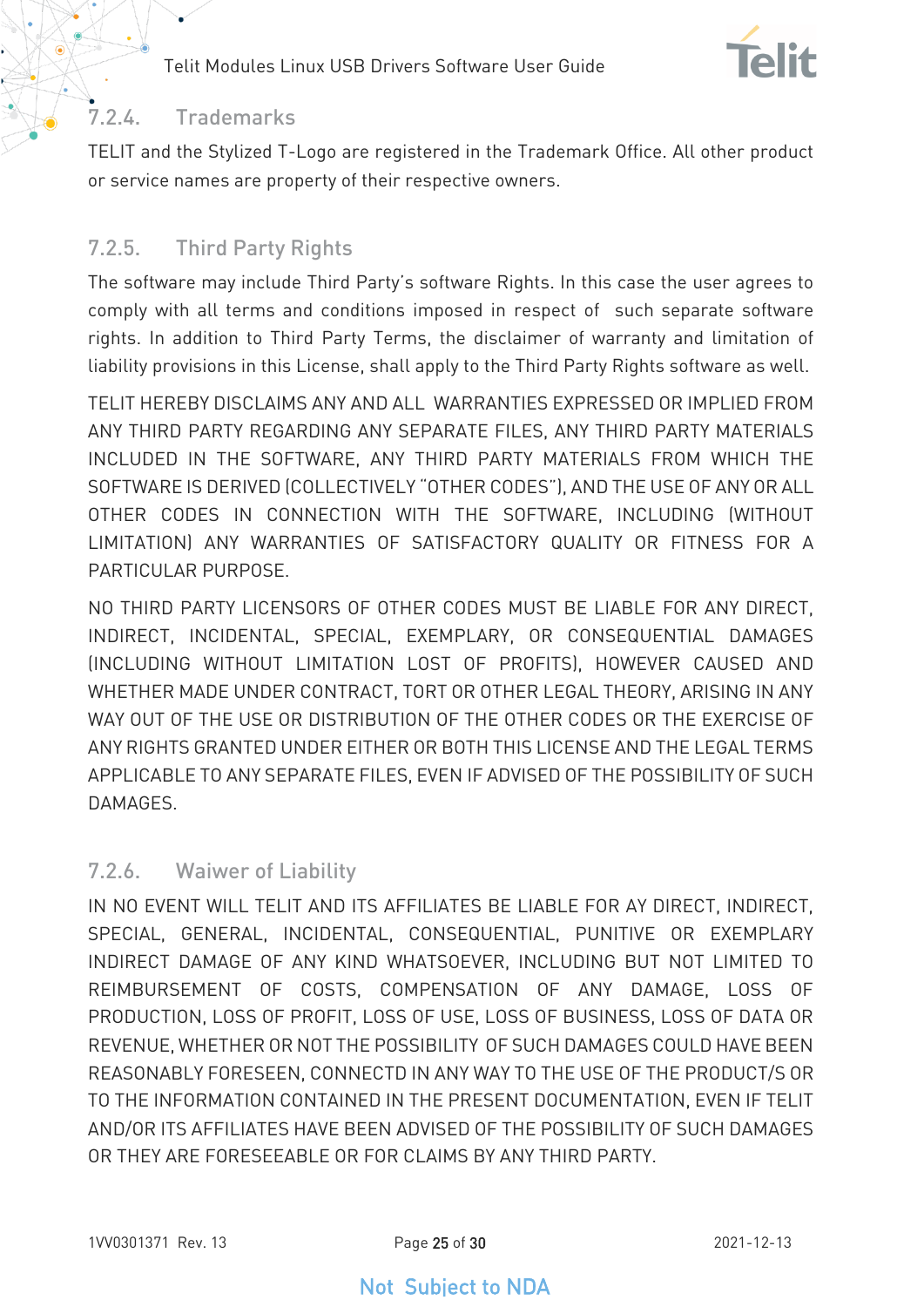### 7.2.4. Trademarks

TELIT and the Stylized T-Logo are registered in the Trademark Office. All other product or service names are property of their respective owners.

### 7.2.5. Third Party Rights

The software may include Third Party's software Rights. In this case the user agrees to comply with all terms and conditions imposed in respect of such separate software rights. In addition to Third Party Terms, the disclaimer of warranty and limitation of liability provisions in this License, shall apply to the Third Party Rights software as well.

TELIT HEREBY DISCLAIMS ANY AND ALL WARRANTIES EXPRESSED OR IMPLIED FROM ANY THIRD PARTY REGARDING ANY SEPARATE FILES, ANY THIRD PARTY MATERIALS INCLUDED IN THE SOFTWARE, ANY THIRD PARTY MATERIALS FROM WHICH THE SOFTWARE IS DERIVED (COLLECTIVELY "OTHER CODES"), AND THE USE OF ANY OR ALL OTHER CODES IN CONNECTION WITH THE SOFTWARE, INCLUDING (WITHOUT LIMITATION) ANY WARRANTIES OF SATISFACTORY QUALITY OR FITNESS FOR A PARTICULAR PURPOSE.

NO THIRD PARTY LICENSORS OF OTHER CODES MUST BE LIABLE FOR ANY DIRECT, INDIRECT, INCIDENTAL, SPECIAL, EXEMPLARY, OR CONSEQUENTIAL DAMAGES (INCLUDING WITHOUT LIMITATION LOST OF PROFITS), HOWEVER CAUSED AND WHETHER MADE UNDER CONTRACT, TORT OR OTHER LEGAL THEORY, ARISING IN ANY WAY OUT OF THE USE OR DISTRIBUTION OF THE OTHER CODES OR THE EXERCISE OF ANY RIGHTS GRANTED UNDER EITHER OR BOTH THIS LICENSE AND THE LEGAL TERMS APPLICABLE TO ANY SEPARATE FILES, EVEN IF ADVISED OF THE POSSIBILITY OF SUCH DAMAGES.

### 7.2.6. Waiwer of Liability

IN NO EVENT WILL TELIT AND ITS AFFILIATES BE LIABLE FOR AY DIRECT, INDIRECT, SPECIAL, GENERAL, INCIDENTAL, CONSEQUENTIAL, PUNITIVE OR EXEMPLARY INDIRECT DAMAGE OF ANY KIND WHATSOEVER, INCLUDING BUT NOT LIMITED TO REIMBURSEMENT OF COSTS, COMPENSATION OF ANY DAMAGE, LOSS OF PRODUCTION, LOSS OF PROFIT, LOSS OF USE, LOSS OF BUSINESS, LOSS OF DATA OR REVENUE, WHETHER OR NOT THE POSSIBILITY OF SUCH DAMAGES COULD HAVE BEEN REASONABLY FORESEEN, CONNECTD IN ANY WAY TO THE USE OF THE PRODUCT/S OR TO THE INFORMATION CONTAINED IN THE PRESENT DOCUMENTATION, EVEN IF TELIT AND/OR ITS AFFILIATES HAVE BEEN ADVISED OF THE POSSIBILITY OF SUCH DAMAGES OR THEY ARE FORESEEABLE OR FOR CLAIMS BY ANY THIRD PARTY.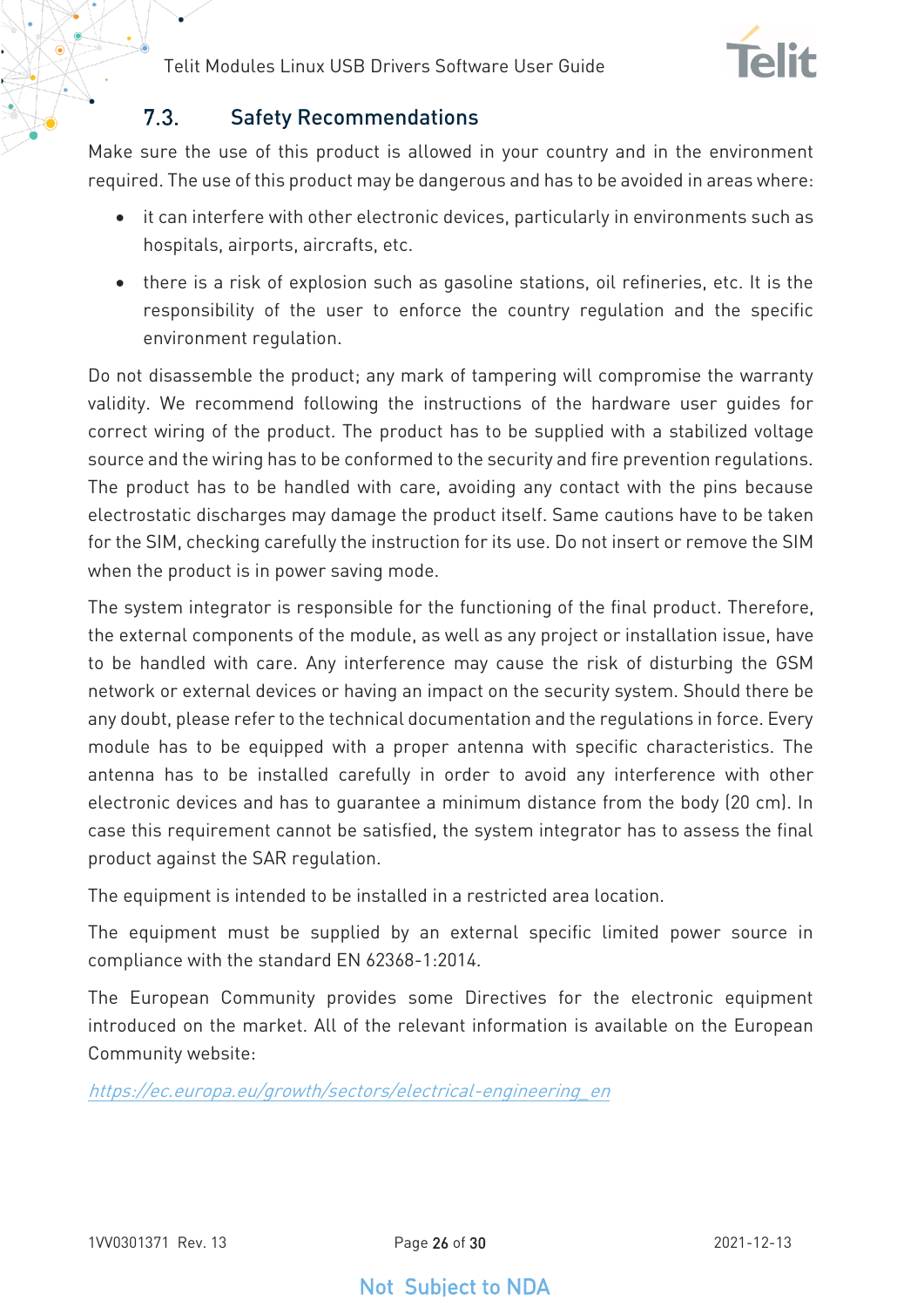### 7.3. Safety Recommendations

Make sure the use of this product is allowed in your country and in the environment required. The use of this product may be dangerous and has to be avoided in areas where:

- it can interfere with other electronic devices, particularly in environments such as hospitals, airports, aircrafts, etc.
- there is a risk of explosion such as gasoline stations, oil refineries, etc. It is the responsibility of the user to enforce the country regulation and the specific environment regulation.

Do not disassemble the product; any mark of tampering will compromise the warranty validity. We recommend following the instructions of the hardware user guides for correct wiring of the product. The product has to be supplied with a stabilized voltage source and the wiring has to be conformed to the security and fire prevention regulations. The product has to be handled with care, avoiding any contact with the pins because electrostatic discharges may damage the product itself. Same cautions have to be taken for the SIM, checking carefully the instruction for its use. Do not insert or remove the SIM when the product is in power saving mode.

The system integrator is responsible for the functioning of the final product. Therefore, the external components of the module, as well as any project or installation issue, have to be handled with care. Any interference may cause the risk of disturbing the GSM network or external devices or having an impact on the security system. Should there be any doubt, please refer to the technical documentation and the regulations in force. Every module has to be equipped with a proper antenna with specific characteristics. The antenna has to be installed carefully in order to avoid any interference with other electronic devices and has to guarantee a minimum distance from the body (20 cm). In case this requirement cannot be satisfied, the system integrator has to assess the final product against the SAR regulation.

The equipment is intended to be installed in a restricted area location.

The equipment must be supplied by an external specific limited power source in compliance with the standard EN 62368-1:2014.

The European Community provides some Directives for the electronic equipment introduced on the market. All of the relevant information is available on the European Community website:

https://ec.europa.eu/growth/sectors/electrical-engineering_en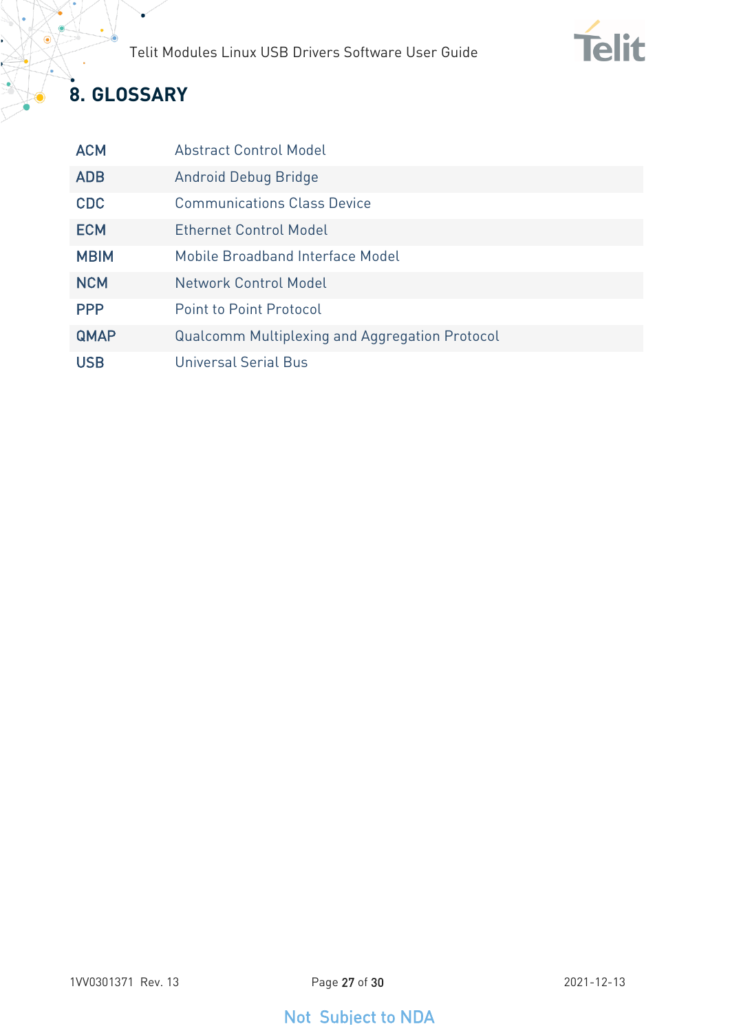# 8. GLOSSARY

| | |
|---|---|
| ACM | Abstract Control Model |
| ADB | Android Debug Bridge |
| CDC | Communications Class Device |
| ECM | Ethernet Control Model |
| MBIM | Mobile Broadband Interface Model |
| NCM | Network Control Model |
| PPP | Point to Point Protocol |
| QMAP | Qualcomm Multiplexing and Aggregation Protocol |
| USB | Universal Serial Bus |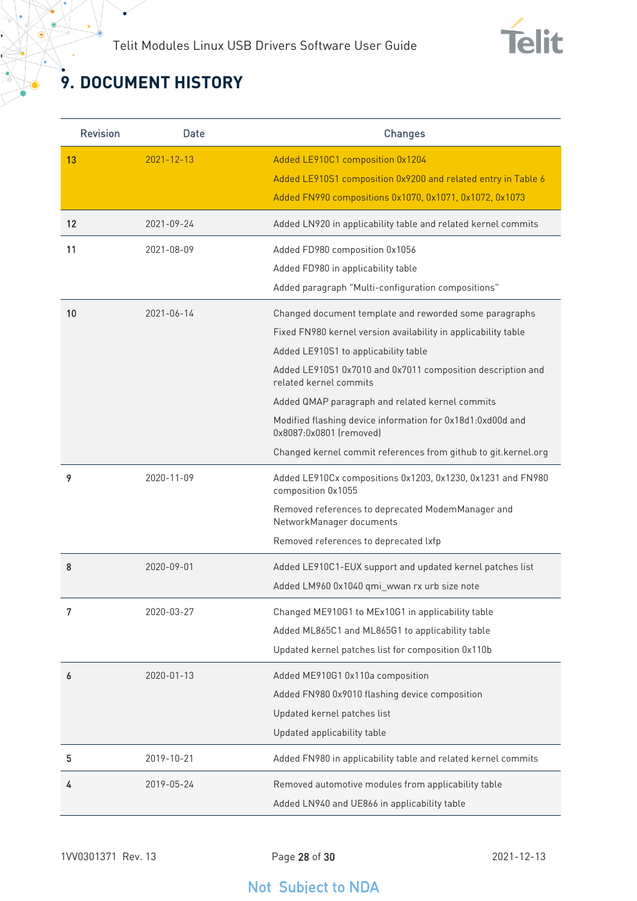# 9. DOCUMENT HISTORY

| Revision | Date | Changes |
|---|---|---|
| 13 | 2021-12-13 | Added LE910C1 composition 0x1204<br>Added LE910S1 composition 0x9200 and related entry in Table 6<br>Added FN990 compositions 0x1070, 0x1071, 0x1072, 0x1073 |
| 12 | 2021-09-24 | Added LN920 in applicability table and related kernel commits |
| 11 | 2021-08-09 | Added FD980 composition 0x1056<br>Added FD980 in applicability table<br>Added paragraph "Multi-configuration compositions" |
| 10 | 2021-06-14 | Changed document template and reworded some paragraphs<br>Fixed FN980 kernel version availability in applicability table<br>Added LE910S1 to applicability table<br>Added LE910S1 0x7010 and 0x7011 composition description and related kernel commits<br>Added QMAP paragraph and related kernel commits<br>Modified flashing device information for 0x18d1:0xd00d and 0x8087:0x0801 (removed)<br>Changed kernel commit references from github to git.kernel.org |
| 9 | 2020-11-09 | Added LE910Cx compositions 0x1203, 0x1230, 0x1231 and FN980 composition 0x1055<br>Removed references to deprecated ModemManager and NetworkManager documents<br>Removed references to deprecated lxfp |
| 8 | 2020-09-01 | Added LE910C1-EUX support and updated kernel patches list<br>Added LM960 0x1040 qmi_wwan rx urb size note |
| 7 | 2020-03-27 | Changed ME910G1 to MEx10G1 in applicability table<br>Added ML865C1 and ML865G1 to applicability table<br>Updated kernel patches list for composition 0x110b |
| 6 | 2020-01-13 | Added ME910G1 0x110a composition<br>Added FN980 0x9010 flashing device composition<br>Updated kernel patches list<br>Updated applicability table |
| 5 | 2019-10-21 | Added FN980 in applicability table and related kernel commits |
| 4 | 2019-05-24 | Removed automotive modules from applicability table<br>Added LN940 and UE866 in applicability table |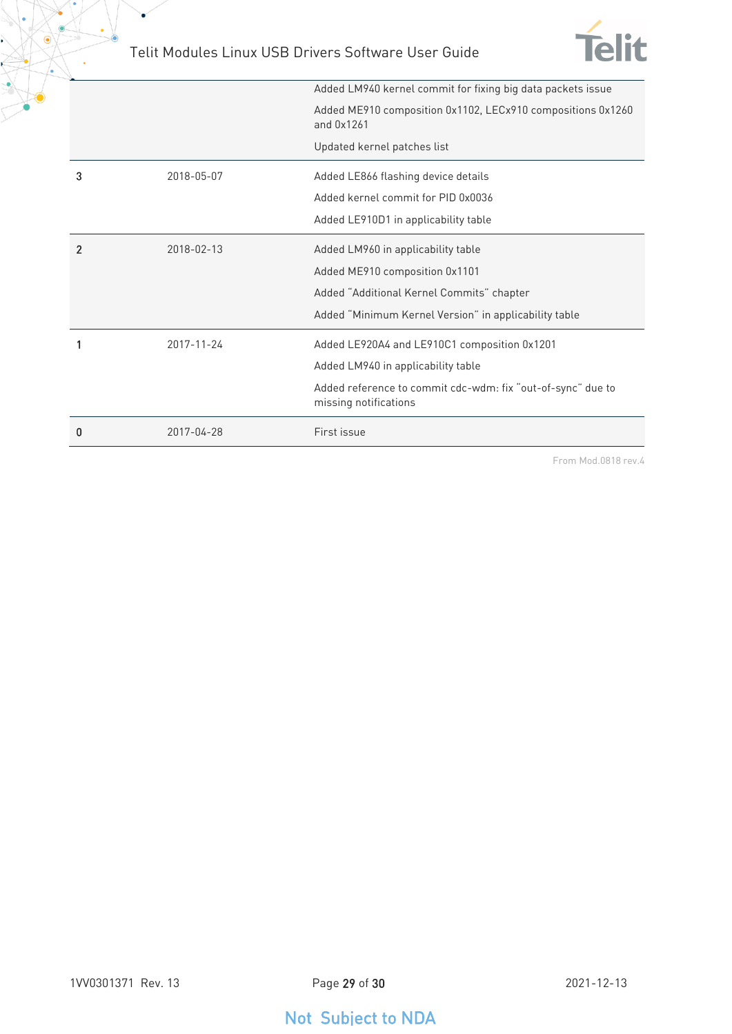| | | |
|---|---|---|
| | | Added LM940 kernel commit for fixing big data packets issue<br>Added ME910 composition 0x1102, LECx910 compositions 0x1260 and 0x1261<br>Updated kernel patches list |
| 3 | 2018-05-07 | Added LE866 flashing device details<br>Added kernel commit for PID 0x0036<br>Added LE910D1 in applicability table |
| 2 | 2018-02-13 | Added LM960 in applicability table<br>Added ME910 composition 0x1101<br>Added "Additional Kernel Commits" chapter<br>Added "Minimum Kernel Version" in applicability table |
| 1 | 2017-11-24 | Added LE920A4 and LE910C1 composition 0x1201<br>Added LM940 in applicability table<br>Added reference to commit cdc-wdm: fix "out-of-sync" due to missing notifications |
| 0 | 2017-04-28 | First issue |

From Mod.0818 rev.4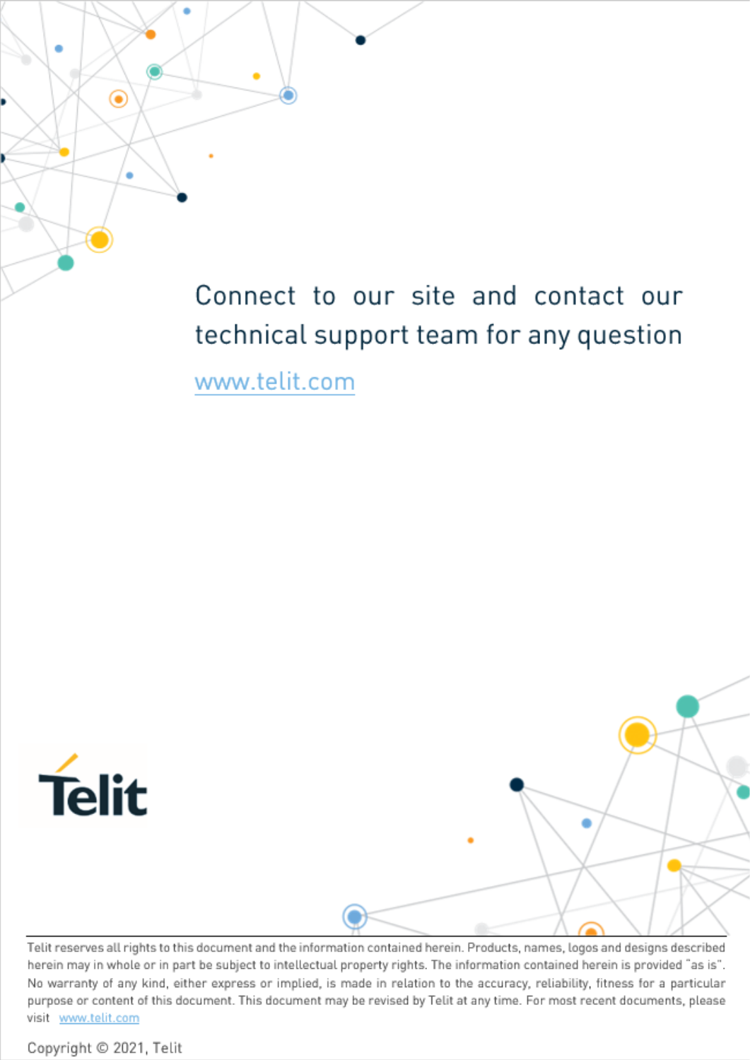Connect to our site and contact our technical support team for any question

www.telit.com

Telit

Telit reserves all rights to this document and the information contained herein. Products, names, logos and designs described herein may in whole or in part be subject to intellectual property rights. The information contained herein is provided "as is". No warranty of any kind, either express or implied, is made in relation to the accuracy, reliability, fitness for a particular purpose or content of this document. This document may be revised by Telit at any time. For most recent documents, please visit www.telit.com

Copyright © 2021, Telit